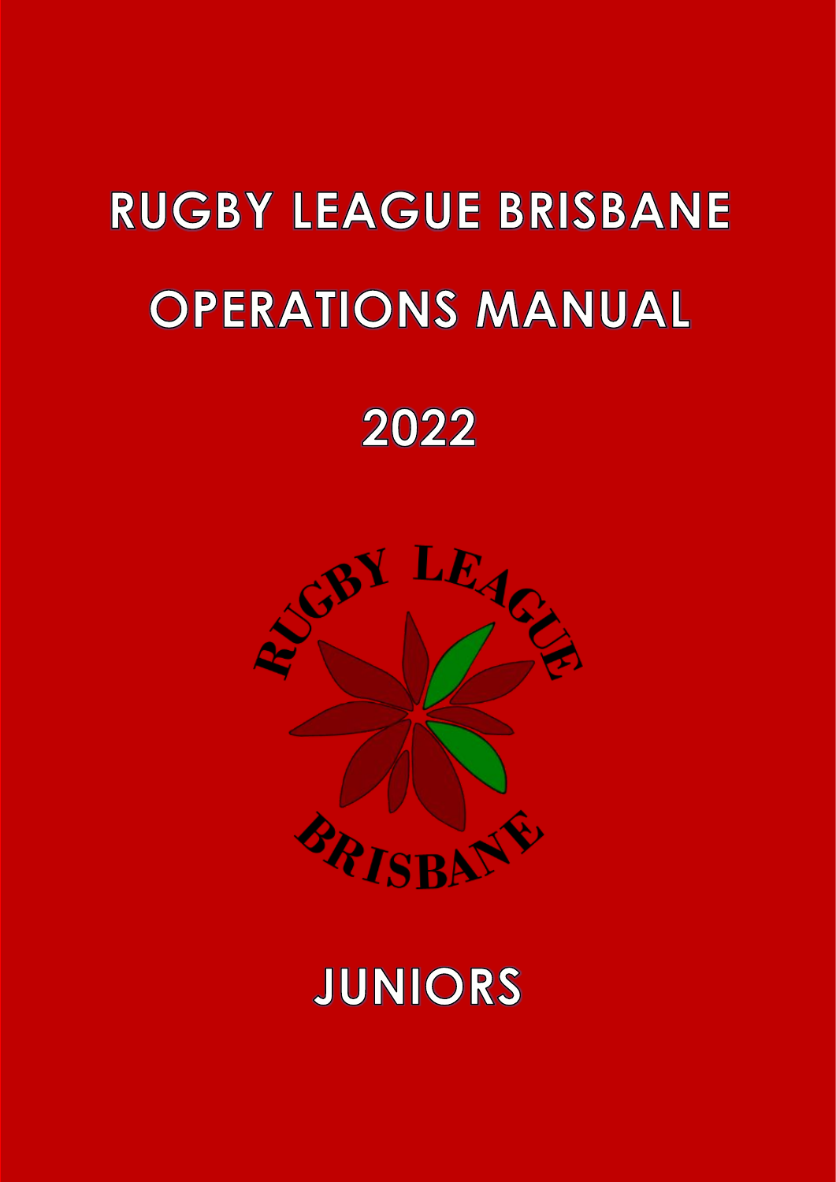# RUGBY LEAGUE BRISBANE

# OPERATIONS MANUAL

# 2022

RUGBY LEAGUE BRISBANE

# JUNIORS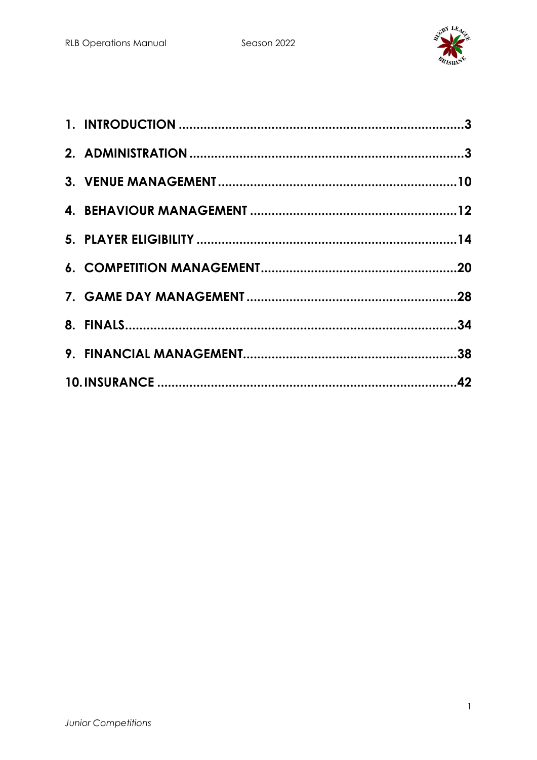1. **INTRODUCTION** ........ **3**
2. **ADMINISTRATION** ........ **3**
3. **VENUE MANAGEMENT** ........ **10**
4. **BEHAVIOUR MANAGEMENT** ........ **12**
5. **PLAYER ELIGIBILITY** ........ **14**
6. **COMPETITION MANAGEMENT** ........ **20**
7. **GAME DAY MANAGEMENT** ........ **28**
8. **FINALS** ........ **34**
9. **FINANCIAL MANAGEMENT** ........ **38**
10. **INSURANCE** ........ **42**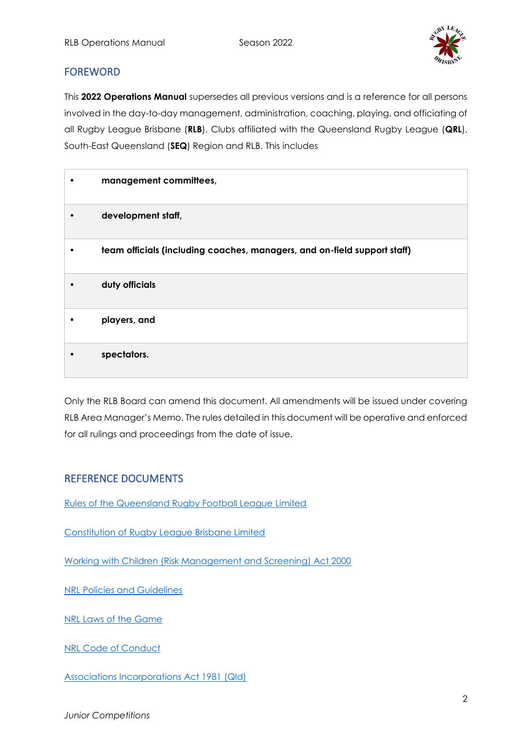## FOREWORD

This **2022 Operations Manual** supersedes all previous versions and is a reference for all persons involved in the day-to-day management, administration, coaching, playing, and officiating of all Rugby League Brisbane (**RLB**), Clubs affiliated with the Queensland Rugby League (**QRL**), South-East Queensland (**SEQ**) Region and RLB. This includes

- **management committees,**
- **development staff,**
- **team officials (including coaches, managers, and on-field support staff)**
- **duty officials**
- **players, and**
- **spectators.**

Only the RLB Board can amend this document. All amendments will be issued under covering RLB Area Manager's Memo. The rules detailed in this document will be operative and enforced for all rulings and proceedings from the date of issue.

## REFERENCE DOCUMENTS

Rules of the Queensland Rugby Football League Limited

Constitution of Rugby League Brisbane Limited

Working with Children (Risk Management and Screening) Act 2000

NRL Policies and Guidelines

NRL Laws of the Game

NRL Code of Conduct

Associations Incorporations Act 1981 (Qld)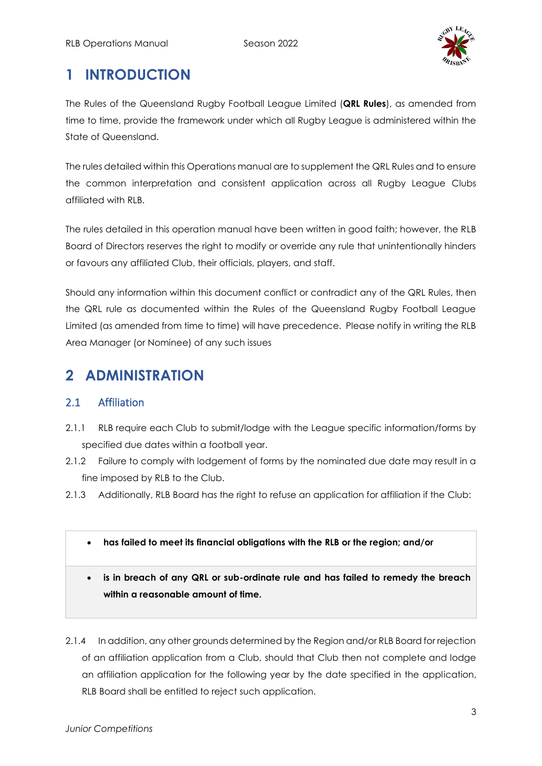# 1 INTRODUCTION

The Rules of the Queensland Rugby Football League Limited (**QRL Rules**), as amended from time to time, provide the framework under which all Rugby League is administered within the State of Queensland.

The rules detailed within this Operations manual are to supplement the QRL Rules and to ensure the common interpretation and consistent application across all Rugby League Clubs affiliated with RLB.

The rules detailed in this operation manual have been written in good faith; however, the RLB Board of Directors reserves the right to modify or override any rule that unintentionally hinders or favours any affiliated Club, their officials, players, and staff.

Should any information within this document conflict or contradict any of the QRL Rules, then the QRL rule as documented within the Rules of the Queensland Rugby Football League Limited (as amended from time to time) will have precedence. Please notify in writing the RLB Area Manager (or Nominee) of any such issues

# 2 ADMINISTRATION

## 2.1 Affiliation

2.1.1 RLB require each Club to submit/lodge with the League specific information/forms by specified due dates within a football year.

2.1.2 Failure to comply with lodgement of forms by the nominated due date may result in a fine imposed by RLB to the Club.

2.1.3 Additionally, RLB Board has the right to refuse an application for affiliation if the Club:

- **has failed to meet its financial obligations with the RLB or the region; and/or**
- **is in breach of any QRL or sub-ordinate rule and has failed to remedy the breach within a reasonable amount of time.**

2.1.4 In addition, any other grounds determined by the Region and/or RLB Board for rejection of an affiliation application from a Club, should that Club then not complete and lodge an affiliation application for the following year by the date specified in the application, RLB Board shall be entitled to reject such application.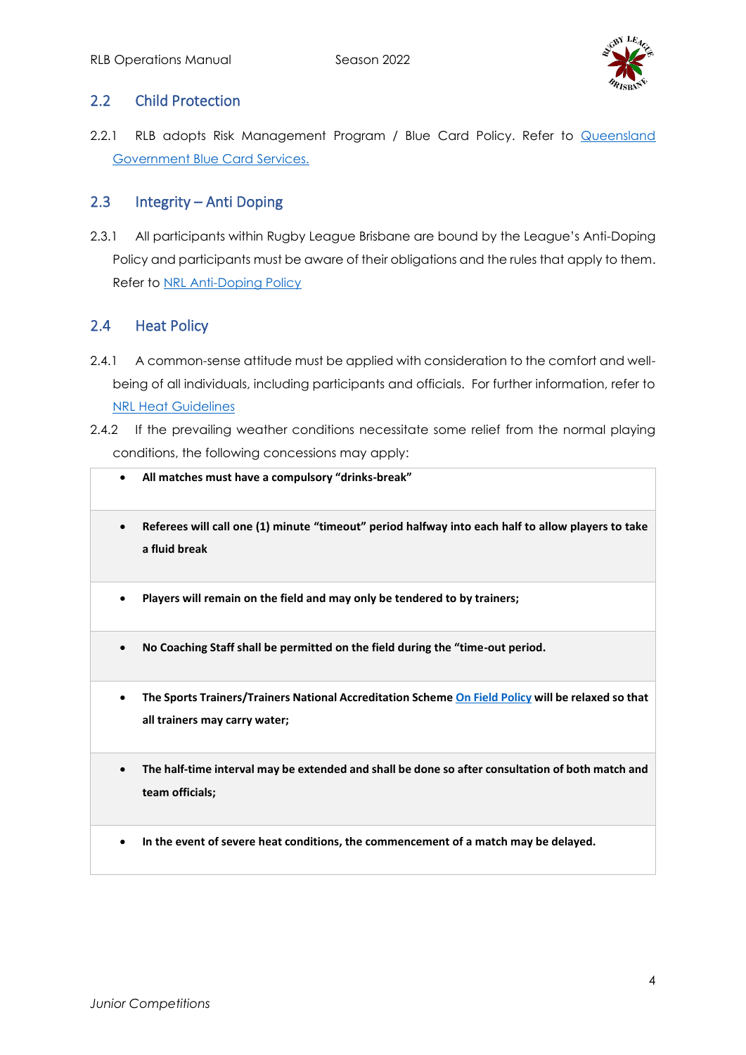## 2.2 Child Protection

2.2.1 RLB adopts Risk Management Program / Blue Card Policy. Refer to Queensland Government Blue Card Services.

## 2.3 Integrity – Anti Doping

2.3.1 All participants within Rugby League Brisbane are bound by the League's Anti-Doping Policy and participants must be aware of their obligations and the rules that apply to them. Refer to NRL Anti-Doping Policy

## 2.4 Heat Policy

2.4.1 A common-sense attitude must be applied with consideration to the comfort and well-being of all individuals, including participants and officials. For further information, refer to NRL Heat Guidelines

2.4.2 If the prevailing weather conditions necessitate some relief from the normal playing conditions, the following concessions may apply:

- **All matches must have a compulsory "drinks-break"**
- **Referees will call one (1) minute "timeout" period halfway into each half to allow players to take a fluid break**
- **Players will remain on the field and may only be tendered to by trainers;**
- **No Coaching Staff shall be permitted on the field during the "time-out period.**
- **The Sports Trainers/Trainers National Accreditation Scheme On Field Policy will be relaxed so that all trainers may carry water;**
- **The half-time interval may be extended and shall be done so after consultation of both match and team officials;**
- **In the event of severe heat conditions, the commencement of a match may be delayed.**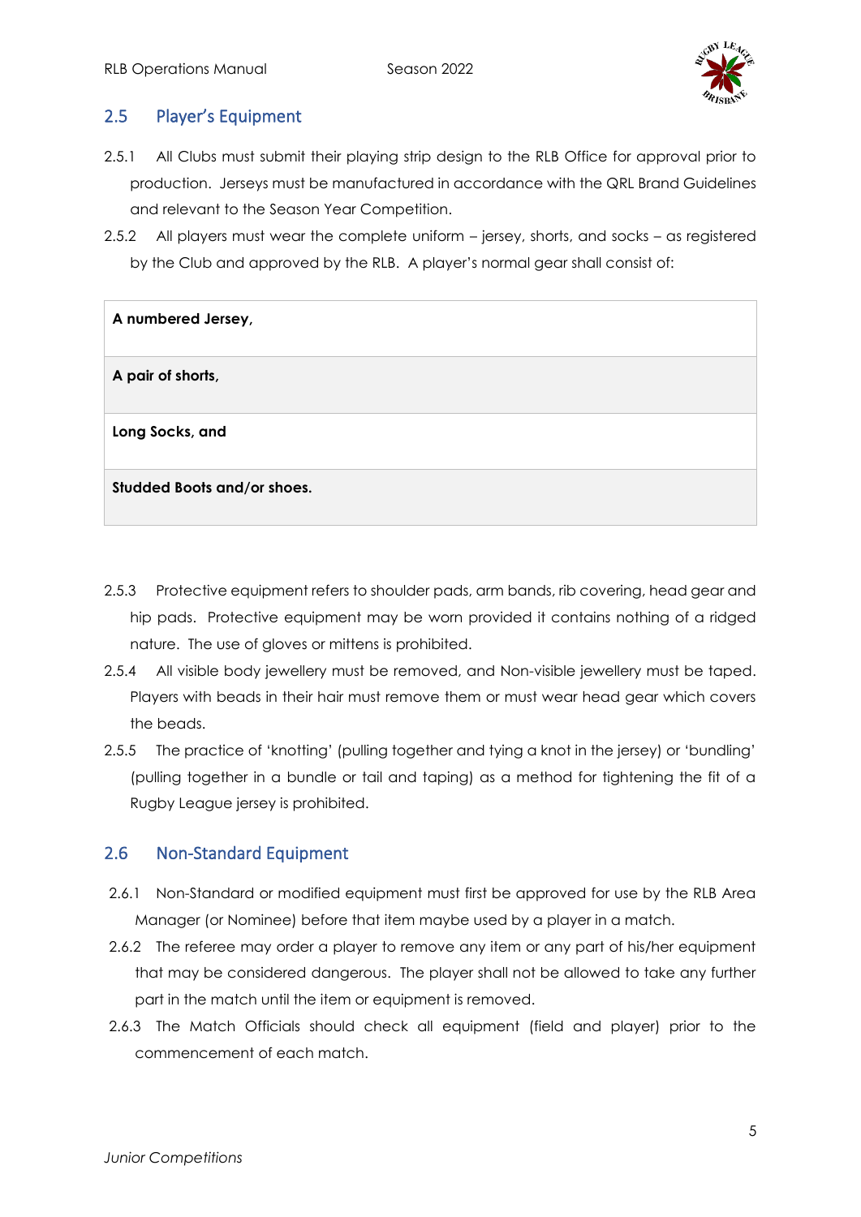## 2.5 Player's Equipment

2.5.1 All Clubs must submit their playing strip design to the RLB Office for approval prior to production. Jerseys must be manufactured in accordance with the QRL Brand Guidelines and relevant to the Season Year Competition.

2.5.2 All players must wear the complete uniform – jersey, shorts, and socks – as registered by the Club and approved by the RLB. A player's normal gear shall consist of:

| **A numbered Jersey,** |
|---|
| **A pair of shorts,** |
| **Long Socks, and** |
| **Studded Boots and/or shoes.** |

2.5.3 Protective equipment refers to shoulder pads, arm bands, rib covering, head gear and hip pads. Protective equipment may be worn provided it contains nothing of a ridged nature. The use of gloves or mittens is prohibited.

2.5.4 All visible body jewellery must be removed, and Non-visible jewellery must be taped. Players with beads in their hair must remove them or must wear head gear which covers the beads.

2.5.5 The practice of 'knotting' (pulling together and tying a knot in the jersey) or 'bundling' (pulling together in a bundle or tail and taping) as a method for tightening the fit of a Rugby League jersey is prohibited.

## 2.6 Non-Standard Equipment

2.6.1 Non-Standard or modified equipment must first be approved for use by the RLB Area Manager (or Nominee) before that item maybe used by a player in a match.

2.6.2 The referee may order a player to remove any item or any part of his/her equipment that may be considered dangerous. The player shall not be allowed to take any further part in the match until the item or equipment is removed.

2.6.3 The Match Officials should check all equipment (field and player) prior to the commencement of each match.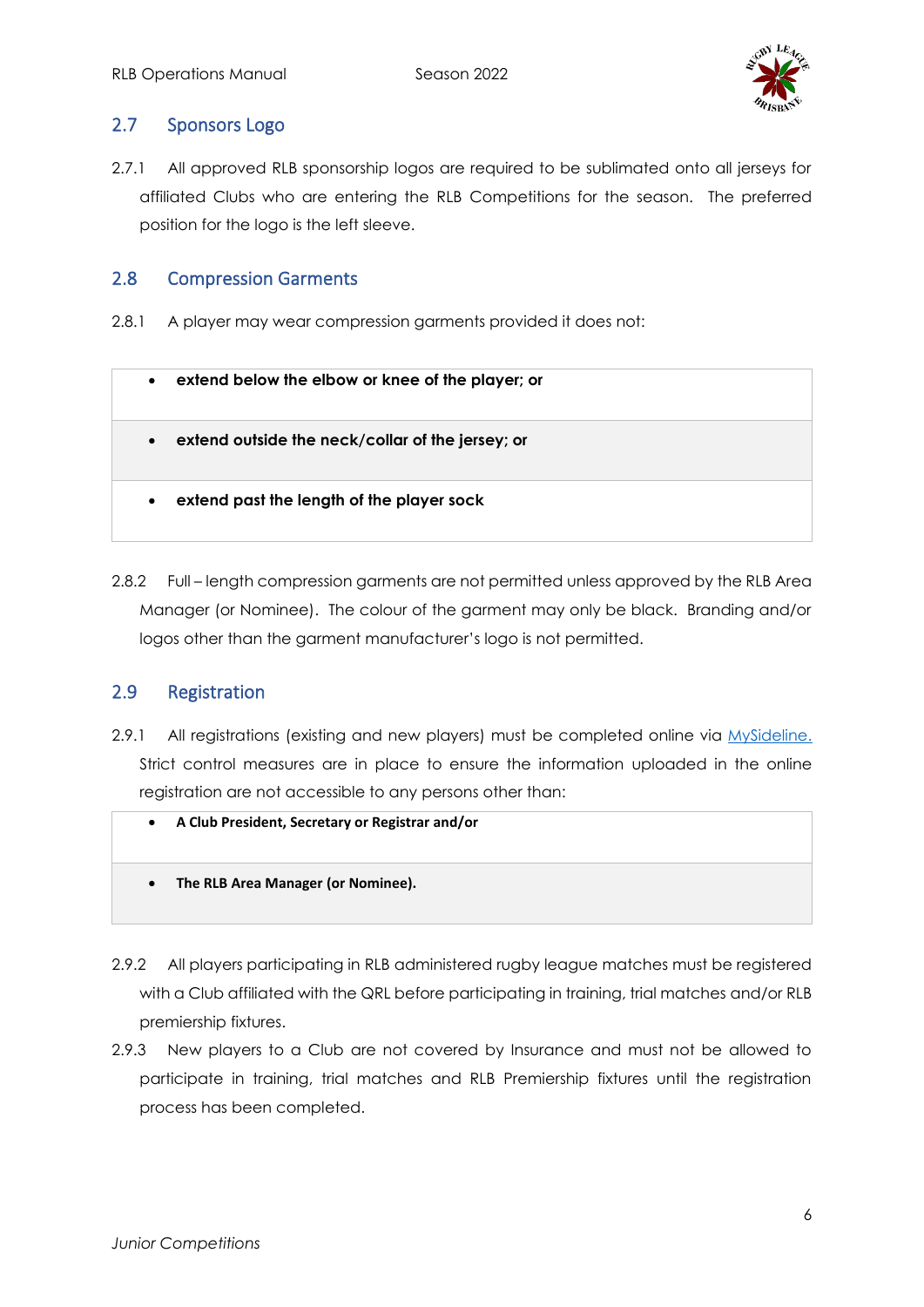## 2.7 Sponsors Logo

2.7.1 All approved RLB sponsorship logos are required to be sublimated onto all jerseys for affiliated Clubs who are entering the RLB Competitions for the season. The preferred position for the logo is the left sleeve.

## 2.8 Compression Garments

2.8.1 A player may wear compression garments provided it does not:

- **extend below the elbow or knee of the player; or**
- **extend outside the neck/collar of the jersey; or**
- **extend past the length of the player sock**

2.8.2 Full – length compression garments are not permitted unless approved by the RLB Area Manager (or Nominee). The colour of the garment may only be black. Branding and/or logos other than the garment manufacturer's logo is not permitted.

## 2.9 Registration

2.9.1 All registrations (existing and new players) must be completed online via MySideline. Strict control measures are in place to ensure the information uploaded in the online registration are not accessible to any persons other than:

- **A Club President, Secretary or Registrar and/or**
- **The RLB Area Manager (or Nominee).**

2.9.2 All players participating in RLB administered rugby league matches must be registered with a Club affiliated with the QRL before participating in training, trial matches and/or RLB premiership fixtures.

2.9.3 New players to a Club are not covered by Insurance and must not be allowed to participate in training, trial matches and RLB Premiership fixtures until the registration process has been completed.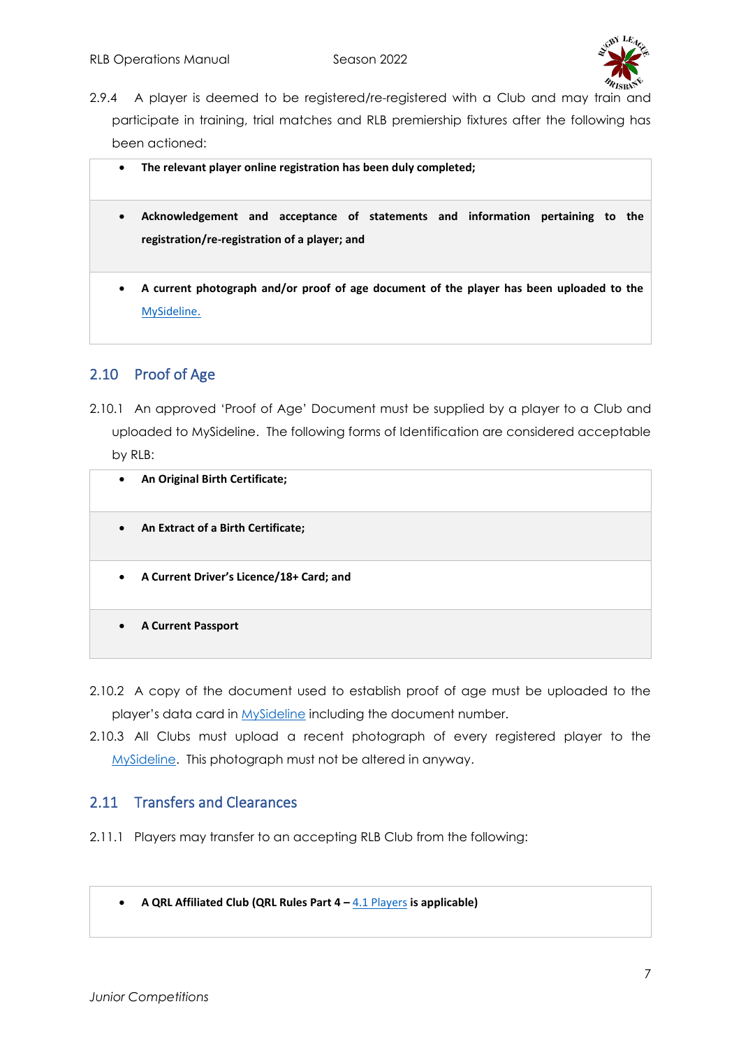2.9.4 A player is deemed to be registered/re-registered with a Club and may train and participate in training, trial matches and RLB premiership fixtures after the following has been actioned:

- **The relevant player online registration has been duly completed;**
- **Acknowledgement and acceptance of statements and information pertaining to the registration/re-registration of a player; and**
- **A current photograph and/or proof of age document of the player has been uploaded to the** MySideline.

## 2.10 Proof of Age

2.10.1 An approved 'Proof of Age' Document must be supplied by a player to a Club and uploaded to MySideline. The following forms of Identification are considered acceptable by RLB:

- **An Original Birth Certificate;**
- **An Extract of a Birth Certificate;**
- **A Current Driver's Licence/18+ Card; and**
- **A Current Passport**

2.10.2 A copy of the document used to establish proof of age must be uploaded to the player's data card in MySideline including the document number.

2.10.3 All Clubs must upload a recent photograph of every registered player to the MySideline. This photograph must not be altered in anyway.

## 2.11 Transfers and Clearances

2.11.1 Players may transfer to an accepting RLB Club from the following:

- **A QRL Affiliated Club (QRL Rules Part 4 –** 4.1 Players **is applicable)**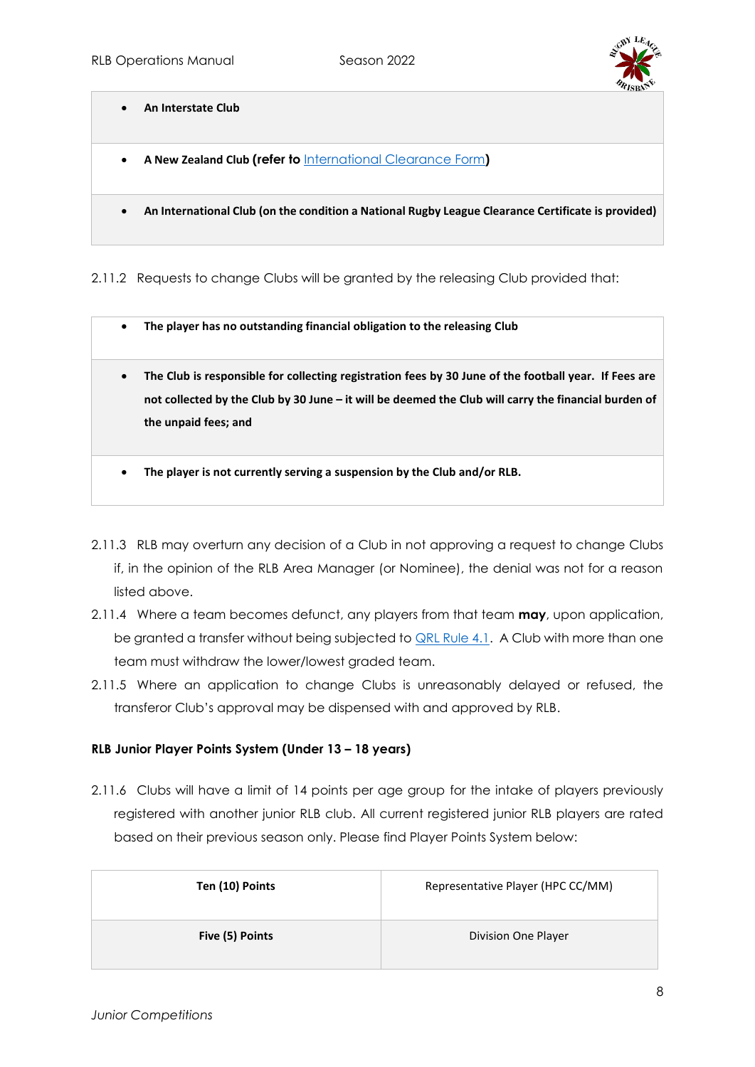- **An Interstate Club**
- **A New Zealand Club (refer to International Clearance Form)**
- **An International Club (on the condition a National Rugby League Clearance Certificate is provided)**

2.11.2 Requests to change Clubs will be granted by the releasing Club provided that:

- **The player has no outstanding financial obligation to the releasing Club**
- **The Club is responsible for collecting registration fees by 30 June of the football year. If Fees are not collected by the Club by 30 June – it will be deemed the Club will carry the financial burden of the unpaid fees; and**
- **The player is not currently serving a suspension by the Club and/or RLB.**

2.11.3 RLB may overturn any decision of a Club in not approving a request to change Clubs if, in the opinion of the RLB Area Manager (or Nominee), the denial was not for a reason listed above.

2.11.4 Where a team becomes defunct, any players from that team **may**, upon application, be granted a transfer without being subjected to QRL Rule 4.1. A Club with more than one team must withdraw the lower/lowest graded team.

2.11.5 Where an application to change Clubs is unreasonably delayed or refused, the transferor Club's approval may be dispensed with and approved by RLB.

**RLB Junior Player Points System (Under 13 – 18 years)**

2.11.6 Clubs will have a limit of 14 points per age group for the intake of players previously registered with another junior RLB club. All current registered junior RLB players are rated based on their previous season only. Please find Player Points System below:

| | |
|---|---|
| **Ten (10) Points** | Representative Player (HPC CC/MM) |
| **Five (5) Points** | Division One Player |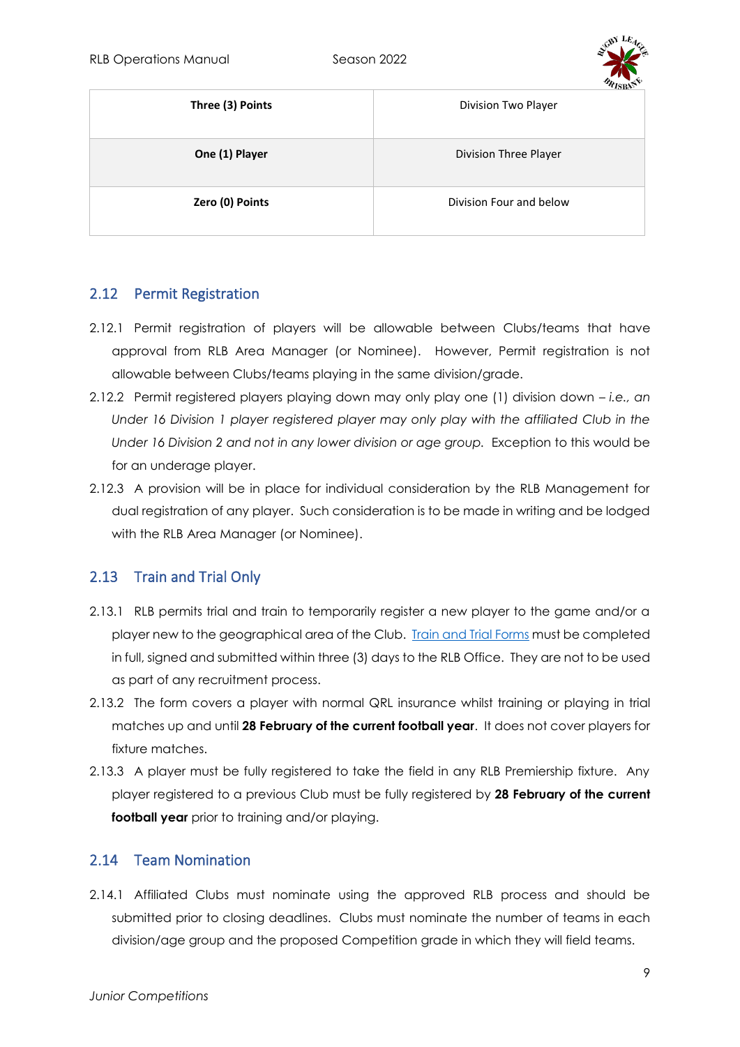| Three (3) Points | Division Two Player |
| --- | --- |
| One (1) Player | Division Three Player |
| Zero (0) Points | Division Four and below |

## 2.12 Permit Registration

2.12.1 Permit registration of players will be allowable between Clubs/teams that have approval from RLB Area Manager (or Nominee). However, Permit registration is not allowable between Clubs/teams playing in the same division/grade.

2.12.2 Permit registered players playing down may only play one (1) division down – *i.e., an Under 16 Division 1 player registered player may only play with the affiliated Club in the Under 16 Division 2 and not in any lower division or age group.* Exception to this would be for an underage player.

2.12.3 A provision will be in place for individual consideration by the RLB Management for dual registration of any player. Such consideration is to be made in writing and be lodged with the RLB Area Manager (or Nominee).

## 2.13 Train and Trial Only

2.13.1 RLB permits trial and train to temporarily register a new player to the game and/or a player new to the geographical area of the Club. Train and Trial Forms must be completed in full, signed and submitted within three (3) days to the RLB Office. They are not to be used as part of any recruitment process.

2.13.2 The form covers a player with normal QRL insurance whilst training or playing in trial matches up and until **28 February of the current football year**. It does not cover players for fixture matches.

2.13.3 A player must be fully registered to take the field in any RLB Premiership fixture. Any player registered to a previous Club must be fully registered by **28 February of the current football year** prior to training and/or playing.

## 2.14 Team Nomination

2.14.1 Affiliated Clubs must nominate using the approved RLB process and should be submitted prior to closing deadlines. Clubs must nominate the number of teams in each division/age group and the proposed Competition grade in which they will field teams.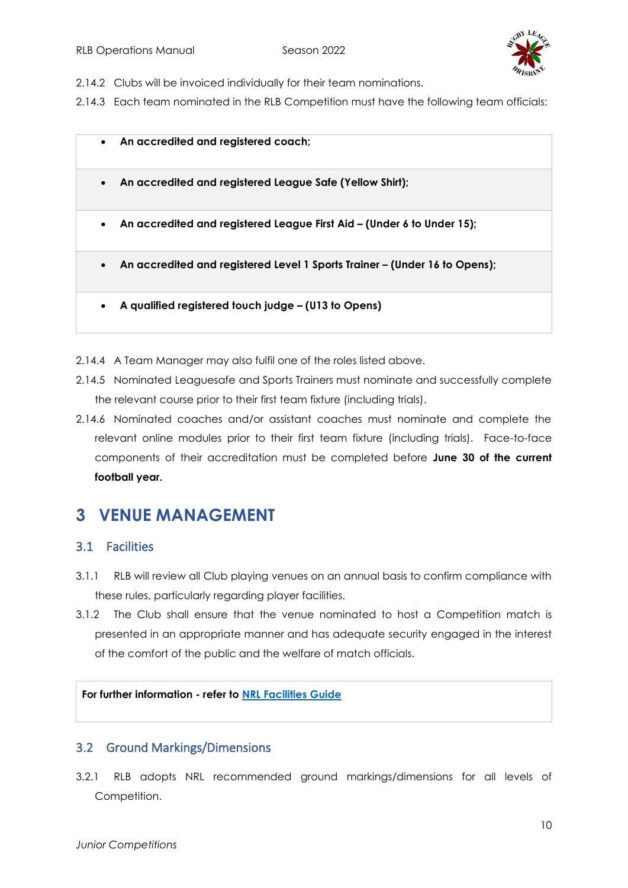2.14.2 Clubs will be invoiced individually for their team nominations.

2.14.3 Each team nominated in the RLB Competition must have the following team officials:

- **An accredited and registered coach;**
- **An accredited and registered League Safe (Yellow Shirt);**
- **An accredited and registered League First Aid – (Under 6 to Under 15);**
- **An accredited and registered Level 1 Sports Trainer – (Under 16 to Opens);**
- **A qualified registered touch judge – (U13 to Opens)**

2.14.4 A Team Manager may also fulfil one of the roles listed above.

2.14.5 Nominated Leaguesafe and Sports Trainers must nominate and successfully complete the relevant course prior to their first team fixture (including trials).

2.14.6 Nominated coaches and/or assistant coaches must nominate and complete the relevant online modules prior to their first team fixture (including trials). Face-to-face components of their accreditation must be completed before **June 30 of the current football year.**

# 3 VENUE MANAGEMENT

## 3.1 Facilities

3.1.1 RLB will review all Club playing venues on an annual basis to confirm compliance with these rules, particularly regarding player facilities.

3.1.2 The Club shall ensure that the venue nominated to host a Competition match is presented in an appropriate manner and has adequate security engaged in the interest of the comfort of the public and the welfare of match officials.

**For further information - refer to NRL Facilities Guide**

## 3.2 Ground Markings/Dimensions

3.2.1 RLB adopts NRL recommended ground markings/dimensions for all levels of Competition.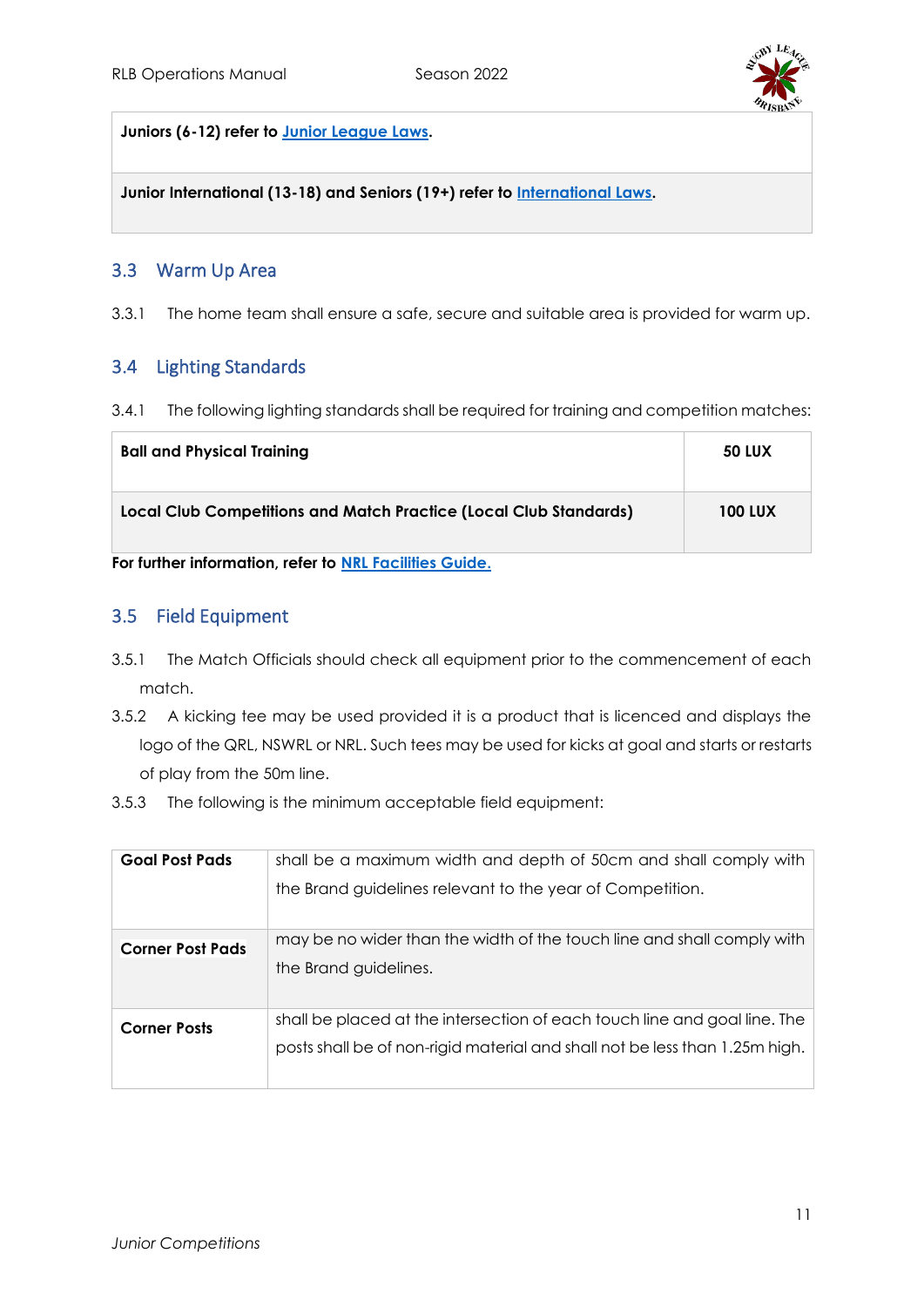| |
|---|
| **Juniors (6-12) refer to [Junior League Laws](#).** |
| **Junior International (13-18) and Seniors (19+) refer to [International Laws](#).** |

## 3.3 Warm Up Area

3.3.1 The home team shall ensure a safe, secure and suitable area is provided for warm up.

## 3.4 Lighting Standards

3.4.1 The following lighting standards shall be required for training and competition matches:

| | |
|---|---|
| **Ball and Physical Training** | **50 LUX** |
| **Local Club Competitions and Match Practice (Local Club Standards)** | **100 LUX** |

**For further information, refer to [NRL Facilities Guide.](#)**

## 3.5 Field Equipment

3.5.1 The Match Officials should check all equipment prior to the commencement of each match.

3.5.2 A kicking tee may be used provided it is a product that is licenced and displays the logo of the QRL, NSWRL or NRL. Such tees may be used for kicks at goal and starts or restarts of play from the 50m line.

3.5.3 The following is the minimum acceptable field equipment:

| | |
|---|---|
| **Goal Post Pads** | shall be a maximum width and depth of 50cm and shall comply with the Brand guidelines relevant to the year of Competition. |
| **Corner Post Pads** | may be no wider than the width of the touch line and shall comply with the Brand guidelines. |
| **Corner Posts** | shall be placed at the intersection of each touch line and goal line. The posts shall be of non-rigid material and shall not be less than 1.25m high. |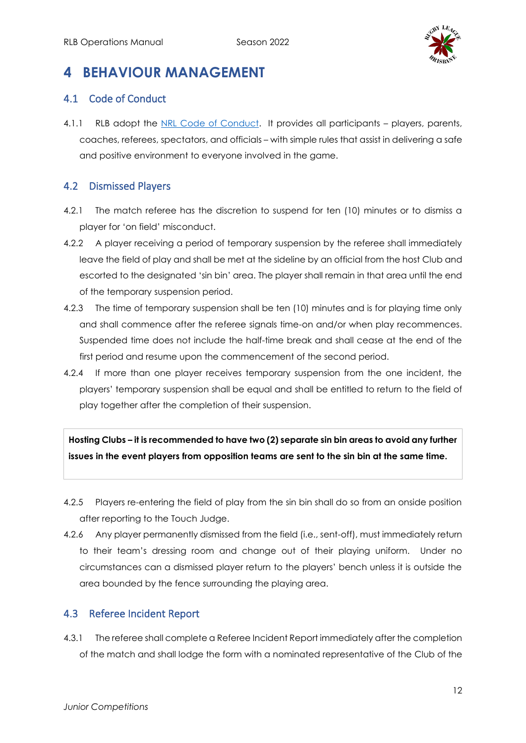# 4 BEHAVIOUR MANAGEMENT

## 4.1 Code of Conduct

4.1.1 RLB adopt the [NRL Code of Conduct](). It provides all participants – players, parents, coaches, referees, spectators, and officials – with simple rules that assist in delivering a safe and positive environment to everyone involved in the game.

## 4.2 Dismissed Players

4.2.1 The match referee has the discretion to suspend for ten (10) minutes or to dismiss a player for 'on field' misconduct.

4.2.2 A player receiving a period of temporary suspension by the referee shall immediately leave the field of play and shall be met at the sideline by an official from the host Club and escorted to the designated 'sin bin' area. The player shall remain in that area until the end of the temporary suspension period.

4.2.3 The time of temporary suspension shall be ten (10) minutes and is for playing time only and shall commence after the referee signals time-on and/or when play recommences. Suspended time does not include the half-time break and shall cease at the end of the first period and resume upon the commencement of the second period.

4.2.4 If more than one player receives temporary suspension from the one incident, the players' temporary suspension shall be equal and shall be entitled to return to the field of play together after the completion of their suspension.

**Hosting Clubs – it is recommended to have two (2) separate sin bin areas to avoid any further issues in the event players from opposition teams are sent to the sin bin at the same time.**

4.2.5 Players re-entering the field of play from the sin bin shall do so from an onside position after reporting to the Touch Judge.

4.2.6 Any player permanently dismissed from the field (i.e., sent-off), must immediately return to their team's dressing room and change out of their playing uniform. Under no circumstances can a dismissed player return to the players' bench unless it is outside the area bounded by the fence surrounding the playing area.

## 4.3 Referee Incident Report

4.3.1 The referee shall complete a Referee Incident Report immediately after the completion of the match and shall lodge the form with a nominated representative of the Club of the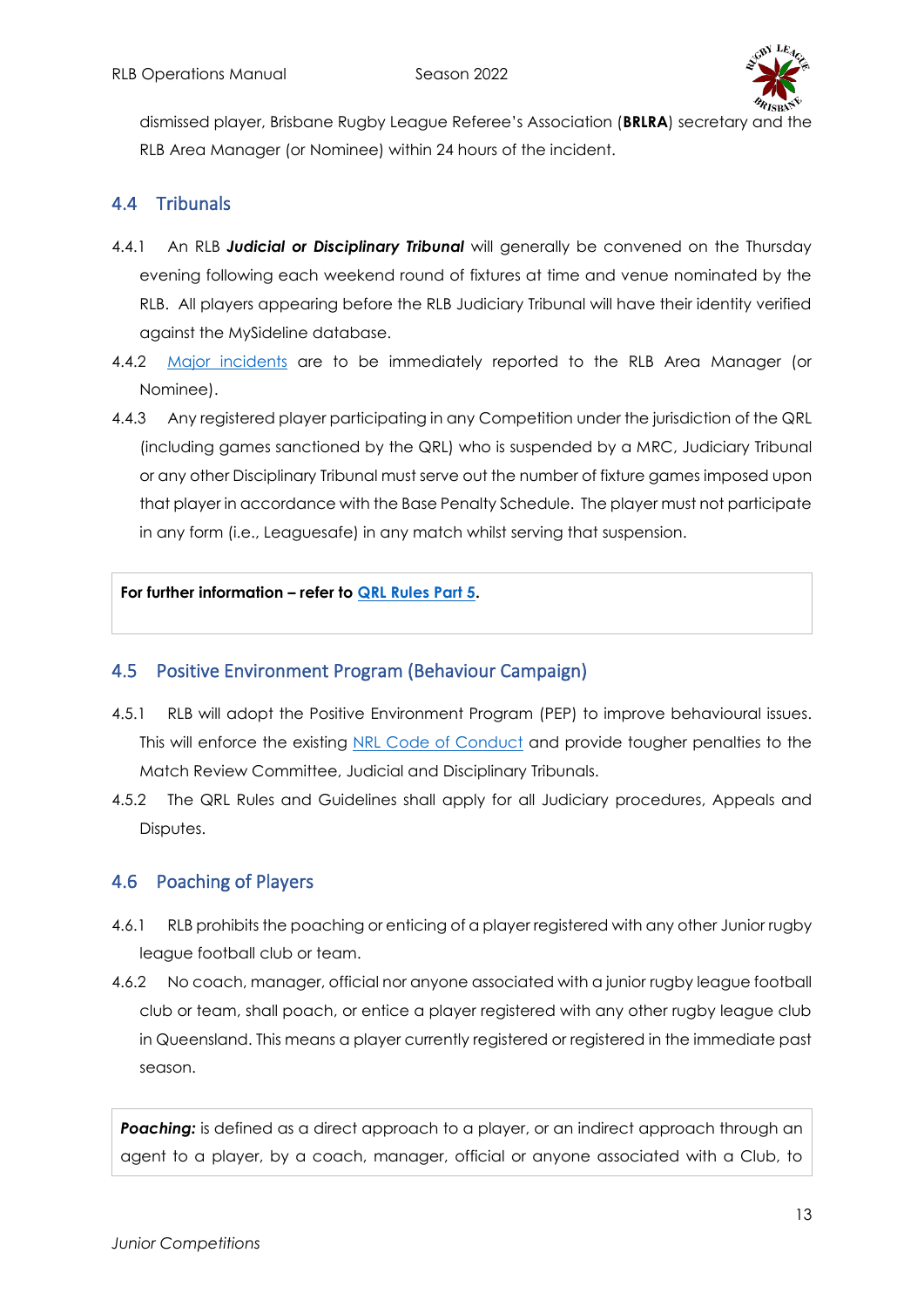dismissed player, Brisbane Rugby League Referee's Association (**BRLRA**) secretary and the RLB Area Manager (or Nominee) within 24 hours of the incident.

## 4.4 Tribunals

4.4.1 An RLB ***Judicial or Disciplinary Tribunal*** will generally be convened on the Thursday evening following each weekend round of fixtures at time and venue nominated by the RLB. All players appearing before the RLB Judiciary Tribunal will have their identity verified against the MySideline database.

4.4.2 Major incidents are to be immediately reported to the RLB Area Manager (or Nominee).

4.4.3 Any registered player participating in any Competition under the jurisdiction of the QRL (including games sanctioned by the QRL) who is suspended by a MRC, Judiciary Tribunal or any other Disciplinary Tribunal must serve out the number of fixture games imposed upon that player in accordance with the Base Penalty Schedule. The player must not participate in any form (i.e., Leaguesafe) in any match whilst serving that suspension.

**For further information – refer to QRL Rules Part 5.**

## 4.5 Positive Environment Program (Behaviour Campaign)

4.5.1 RLB will adopt the Positive Environment Program (PEP) to improve behavioural issues. This will enforce the existing NRL Code of Conduct and provide tougher penalties to the Match Review Committee, Judicial and Disciplinary Tribunals.

4.5.2 The QRL Rules and Guidelines shall apply for all Judiciary procedures, Appeals and Disputes.

## 4.6 Poaching of Players

4.6.1 RLB prohibits the poaching or enticing of a player registered with any other Junior rugby league football club or team.

4.6.2 No coach, manager, official nor anyone associated with a junior rugby league football club or team, shall poach, or entice a player registered with any other rugby league club in Queensland. This means a player currently registered or registered in the immediate past season.

***Poaching:*** is defined as a direct approach to a player, or an indirect approach through an agent to a player, by a coach, manager, official or anyone associated with a Club, to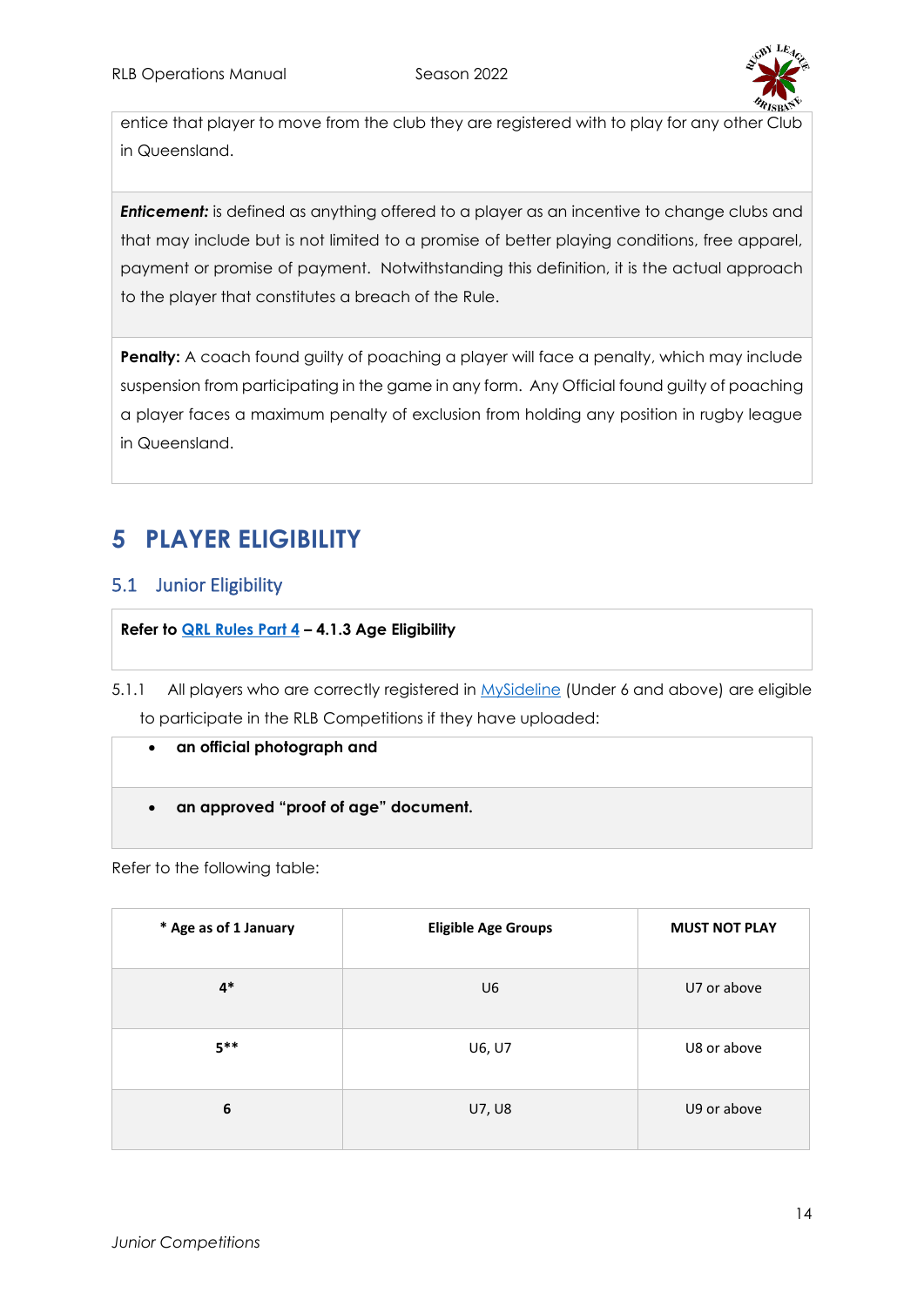entice that player to move from the club they are registered with to play for any other Club in Queensland.

***Enticement:*** is defined as anything offered to a player as an incentive to change clubs and that may include but is not limited to a promise of better playing conditions, free apparel, payment or promise of payment. Notwithstanding this definition, it is the actual approach to the player that constitutes a breach of the Rule.

**Penalty:** A coach found guilty of poaching a player will face a penalty, which may include suspension from participating in the game in any form. Any Official found guilty of poaching a player faces a maximum penalty of exclusion from holding any position in rugby league in Queensland.

# 5 PLAYER ELIGIBILITY

## 5.1 Junior Eligibility

**Refer to QRL Rules Part 4 – 4.1.3 Age Eligibility**

5.1.1 All players who are correctly registered in MySideline (Under 6 and above) are eligible to participate in the RLB Competitions if they have uploaded:

- **an official photograph and**
- **an approved "proof of age" document.**

Refer to the following table:

| * Age as of 1 January | Eligible Age Groups | MUST NOT PLAY |
|---|---|---|
| 4* | U6 | U7 or above |
| 5** | U6, U7 | U8 or above |
| 6 | U7, U8 | U9 or above |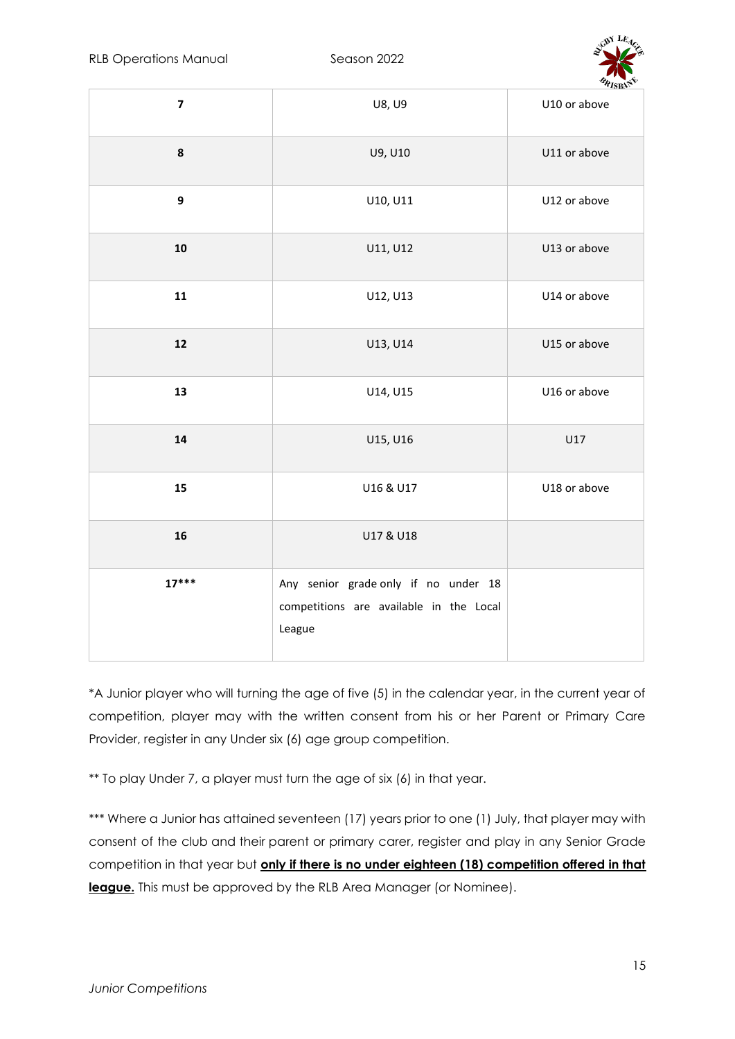| | | |
|---|---|---|
| **7** | U8, U9 | U10 or above |
| **8** | U9, U10 | U11 or above |
| **9** | U10, U11 | U12 or above |
| **10** | U11, U12 | U13 or above |
| **11** | U12, U13 | U14 or above |
| **12** | U13, U14 | U15 or above |
| **13** | U14, U15 | U16 or above |
| **14** | U15, U16 | U17 |
| **15** | U16 & U17 | U18 or above |
| **16** | U17 & U18 | |
| **17***** | Any senior grade only if no under 18 competitions are available in the Local League | |

*A Junior player who will turning the age of five (5) in the calendar year, in the current year of competition, player may with the written consent from his or her Parent or Primary Care Provider, register in any Under six (6) age group competition.

** To play Under 7, a player must turn the age of six (6) in that year.

*** Where a Junior has attained seventeen (17) years prior to one (1) July, that player may with consent of the club and their parent or primary carer, register and play in any Senior Grade competition in that year but **only if there is no under eighteen (18) competition offered in that league.** This must be approved by the RLB Area Manager (or Nominee).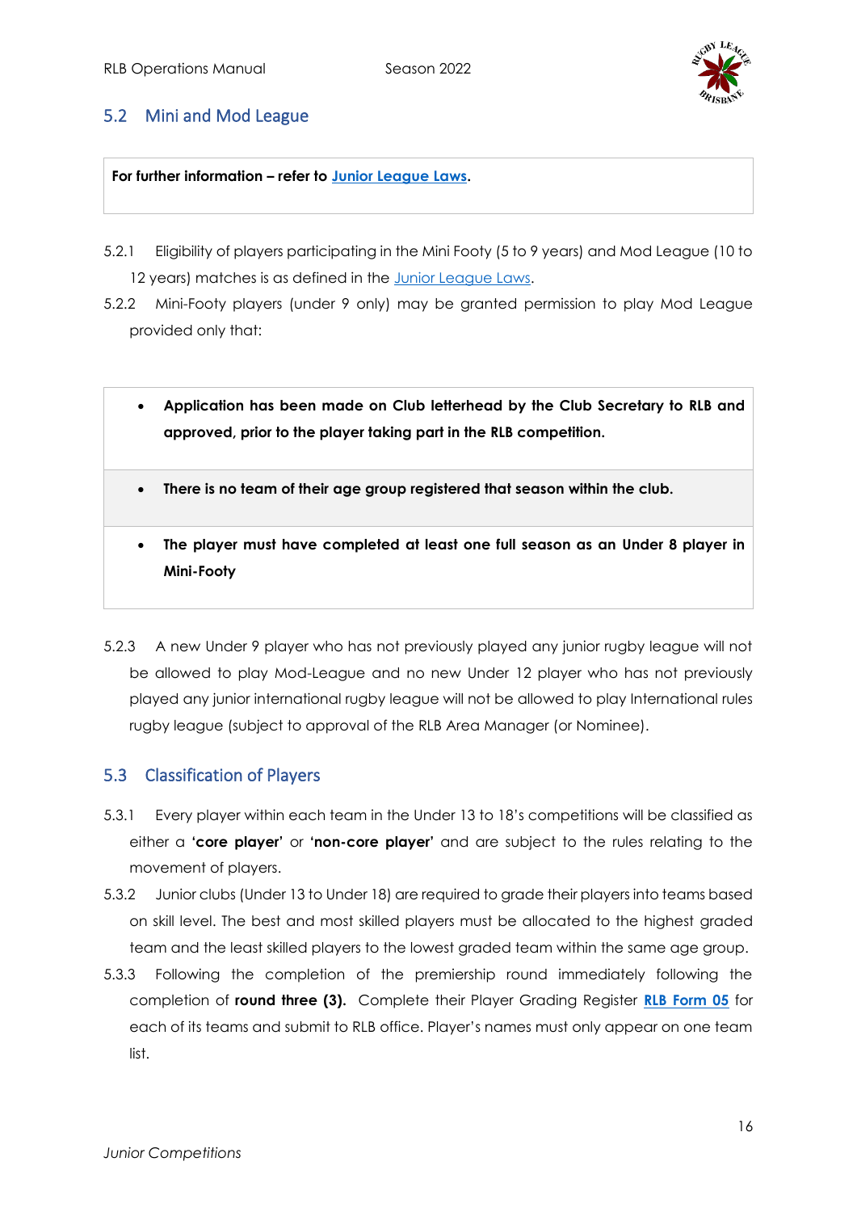## 5.2 Mini and Mod League

**For further information – refer to Junior League Laws.**

5.2.1 Eligibility of players participating in the Mini Footy (5 to 9 years) and Mod League (10 to 12 years) matches is as defined in the Junior League Laws.

5.2.2 Mini-Footy players (under 9 only) may be granted permission to play Mod League provided only that:

- **Application has been made on Club letterhead by the Club Secretary to RLB and approved, prior to the player taking part in the RLB competition.**
- **There is no team of their age group registered that season within the club.**
- **The player must have completed at least one full season as an Under 8 player in Mini-Footy**

5.2.3 A new Under 9 player who has not previously played any junior rugby league will not be allowed to play Mod-League and no new Under 12 player who has not previously played any junior international rugby league will not be allowed to play International rules rugby league (subject to approval of the RLB Area Manager (or Nominee).

## 5.3 Classification of Players

5.3.1 Every player within each team in the Under 13 to 18's competitions will be classified as either a **'core player'** or **'non-core player'** and are subject to the rules relating to the movement of players.

5.3.2 Junior clubs (Under 13 to Under 18) are required to grade their players into teams based on skill level. The best and most skilled players must be allocated to the highest graded team and the least skilled players to the lowest graded team within the same age group.

5.3.3 Following the completion of the premiership round immediately following the completion of **round three (3).** Complete their Player Grading Register **RLB Form 05** for each of its teams and submit to RLB office. Player's names must only appear on one team list.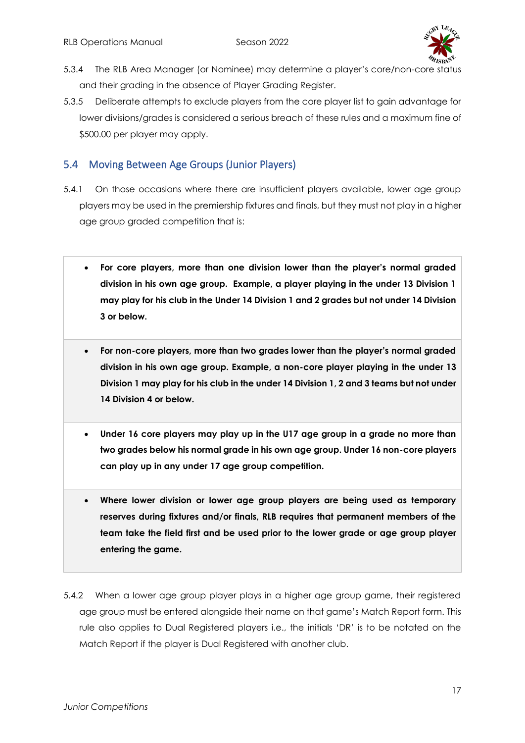5.3.4 The RLB Area Manager (or Nominee) may determine a player's core/non-core status and their grading in the absence of Player Grading Register.

5.3.5 Deliberate attempts to exclude players from the core player list to gain advantage for lower divisions/grades is considered a serious breach of these rules and a maximum fine of $500.00 per player may apply.

## 5.4 Moving Between Age Groups (Junior Players)

5.4.1 On those occasions where there are insufficient players available, lower age group players may be used in the premiership fixtures and finals, but they must not play in a higher age group graded competition that is:

- **For core players, more than one division lower than the player's normal graded division in his own age group. Example, a player playing in the under 13 Division 1 may play for his club in the Under 14 Division 1 and 2 grades but not under 14 Division 3 or below.**

- **For non-core players, more than two grades lower than the player's normal graded division in his own age group. Example, a non-core player playing in the under 13 Division 1 may play for his club in the under 14 Division 1, 2 and 3 teams but not under 14 Division 4 or below.**

- **Under 16 core players may play up in the U17 age group in a grade no more than two grades below his normal grade in his own age group. Under 16 non-core players can play up in any under 17 age group competition.**

- **Where lower division or lower age group players are being used as temporary reserves during fixtures and/or finals, RLB requires that permanent members of the team take the field first and be used prior to the lower grade or age group player entering the game.**

5.4.2 When a lower age group player plays in a higher age group game, their registered age group must be entered alongside their name on that game's Match Report form. This rule also applies to Dual Registered players i.e., the initials 'DR' is to be notated on the Match Report if the player is Dual Registered with another club.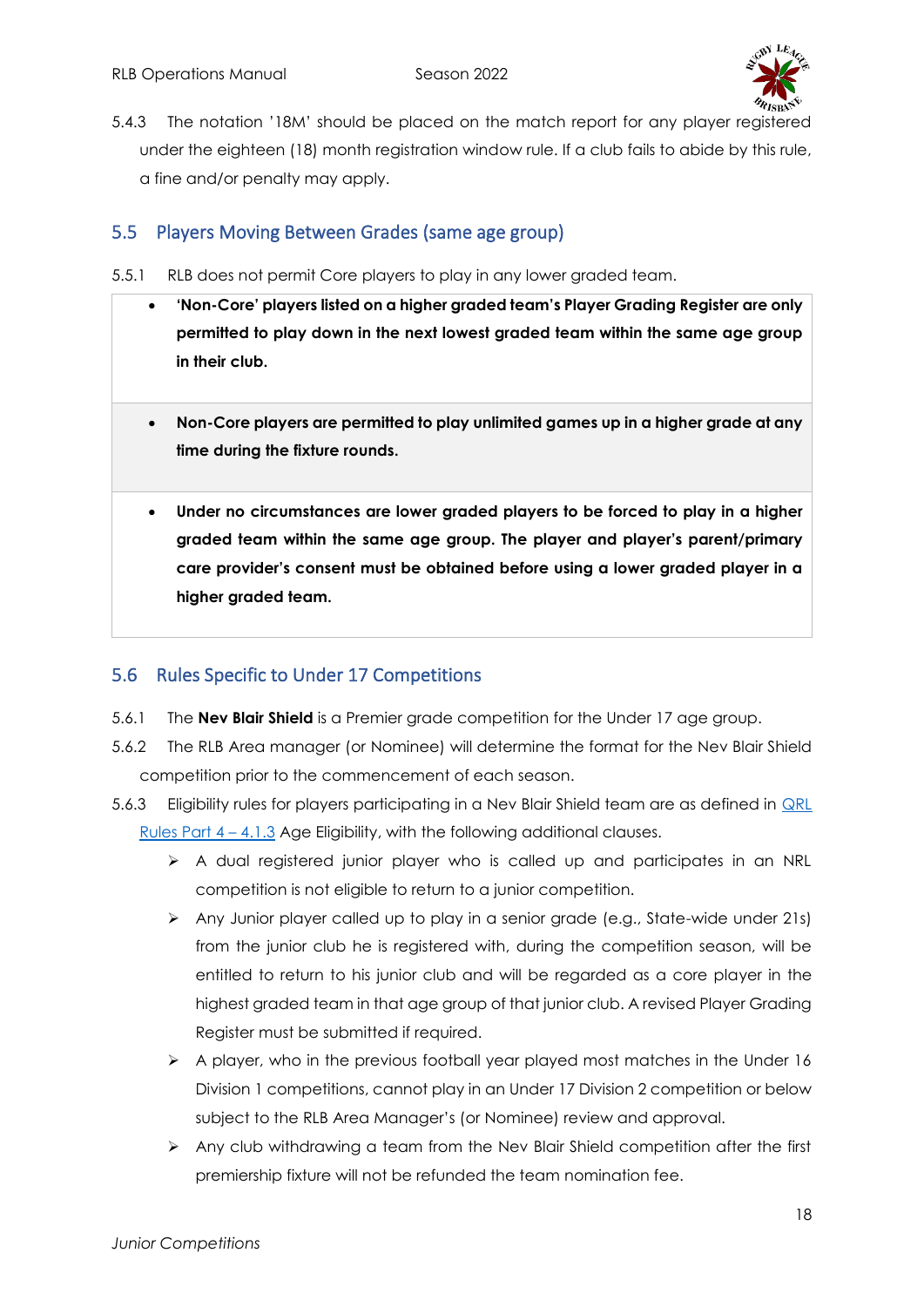5.4.3 The notation '18M' should be placed on the match report for any player registered under the eighteen (18) month registration window rule. If a club fails to abide by this rule, a fine and/or penalty may apply.

## 5.5 Players Moving Between Grades (same age group)

5.5.1 RLB does not permit Core players to play in any lower graded team.

- **'Non-Core' players listed on a higher graded team's Player Grading Register are only permitted to play down in the next lowest graded team within the same age group in their club.**

- **Non-Core players are permitted to play unlimited games up in a higher grade at any time during the fixture rounds.**

- **Under no circumstances are lower graded players to be forced to play in a higher graded team within the same age group. The player and player's parent/primary care provider's consent must be obtained before using a lower graded player in a higher graded team.**

## 5.6 Rules Specific to Under 17 Competitions

5.6.1 The **Nev Blair Shield** is a Premier grade competition for the Under 17 age group.

5.6.2 The RLB Area manager (or Nominee) will determine the format for the Nev Blair Shield competition prior to the commencement of each season.

5.6.3 Eligibility rules for players participating in a Nev Blair Shield team are as defined in QRL Rules Part 4 – 4.1.3 Age Eligibility, with the following additional clauses.

- A dual registered junior player who is called up and participates in an NRL competition is not eligible to return to a junior competition.
- Any Junior player called up to play in a senior grade (e.g., State-wide under 21s) from the junior club he is registered with, during the competition season, will be entitled to return to his junior club and will be regarded as a core player in the highest graded team in that age group of that junior club. A revised Player Grading Register must be submitted if required.
- A player, who in the previous football year played most matches in the Under 16 Division 1 competitions, cannot play in an Under 17 Division 2 competition or below subject to the RLB Area Manager's (or Nominee) review and approval.
- Any club withdrawing a team from the Nev Blair Shield competition after the first premiership fixture will not be refunded the team nomination fee.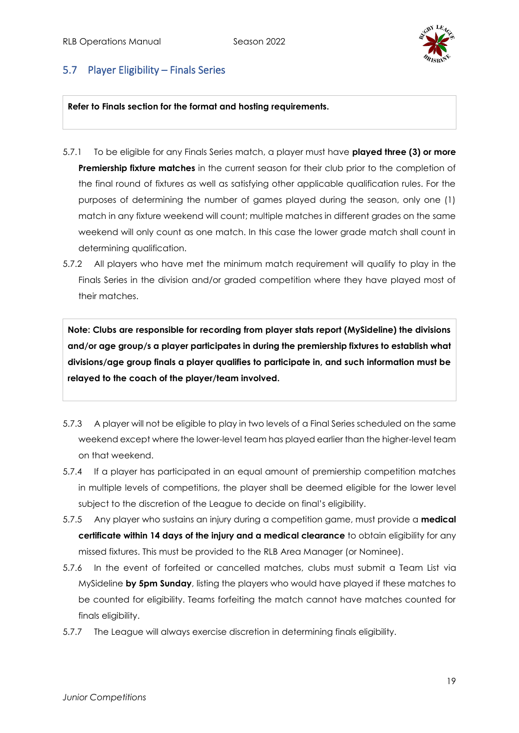## 5.7 Player Eligibility – Finals Series

**Refer to Finals section for the format and hosting requirements.**

5.7.1 To be eligible for any Finals Series match, a player must have **played three (3) or more Premiership fixture matches** in the current season for their club prior to the completion of the final round of fixtures as well as satisfying other applicable qualification rules. For the purposes of determining the number of games played during the season, only one (1) match in any fixture weekend will count; multiple matches in different grades on the same weekend will only count as one match. In this case the lower grade match shall count in determining qualification.

5.7.2 All players who have met the minimum match requirement will qualify to play in the Finals Series in the division and/or graded competition where they have played most of their matches.

**Note: Clubs are responsible for recording from player stats report (MySideline) the divisions and/or age group/s a player participates in during the premiership fixtures to establish what divisions/age group finals a player qualifies to participate in, and such information must be relayed to the coach of the player/team involved.**

5.7.3 A player will not be eligible to play in two levels of a Final Series scheduled on the same weekend except where the lower-level team has played earlier than the higher-level team on that weekend.

5.7.4 If a player has participated in an equal amount of premiership competition matches in multiple levels of competitions, the player shall be deemed eligible for the lower level subject to the discretion of the League to decide on final's eligibility.

5.7.5 Any player who sustains an injury during a competition game, must provide a **medical certificate within 14 days of the injury and a medical clearance** to obtain eligibility for any missed fixtures. This must be provided to the RLB Area Manager (or Nominee).

5.7.6 In the event of forfeited or cancelled matches, clubs must submit a Team List via MySideline **by 5pm Sunday**, listing the players who would have played if these matches to be counted for eligibility. Teams forfeiting the match cannot have matches counted for finals eligibility.

5.7.7 The League will always exercise discretion in determining finals eligibility.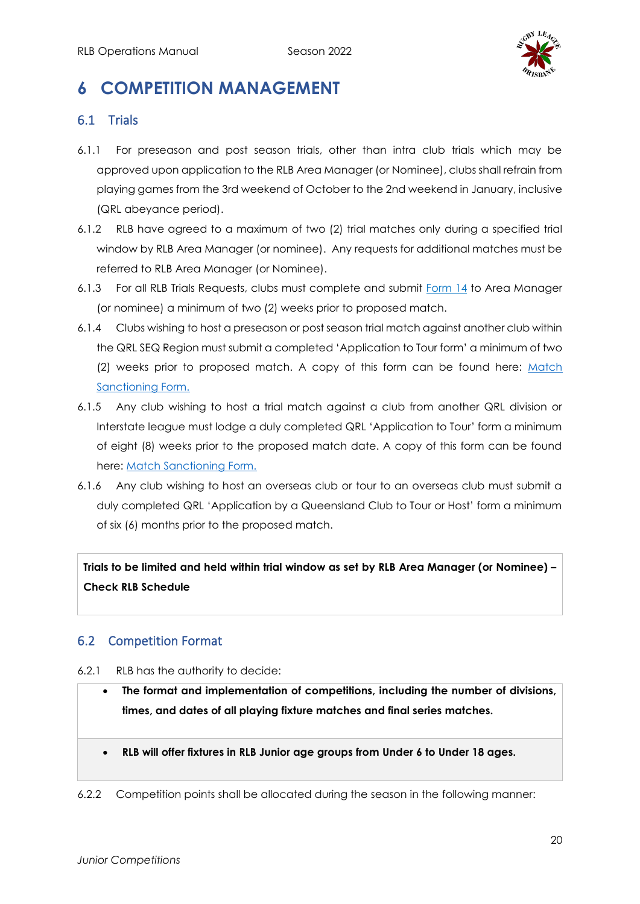# 6 COMPETITION MANAGEMENT

## 6.1 Trials

6.1.1 For preseason and post season trials, other than intra club trials which may be approved upon application to the RLB Area Manager (or Nominee), clubs shall refrain from playing games from the 3rd weekend of October to the 2nd weekend in January, inclusive (QRL abeyance period).

6.1.2 RLB have agreed to a maximum of two (2) trial matches only during a specified trial window by RLB Area Manager (or nominee). Any requests for additional matches must be referred to RLB Area Manager (or Nominee).

6.1.3 For all RLB Trials Requests, clubs must complete and submit Form 14 to Area Manager (or nominee) a minimum of two (2) weeks prior to proposed match.

6.1.4 Clubs wishing to host a preseason or post season trial match against another club within the QRL SEQ Region must submit a completed 'Application to Tour form' a minimum of two (2) weeks prior to proposed match. A copy of this form can be found here: Match Sanctioning Form.

6.1.5 Any club wishing to host a trial match against a club from another QRL division or Interstate league must lodge a duly completed QRL 'Application to Tour' form a minimum of eight (8) weeks prior to the proposed match date. A copy of this form can be found here: Match Sanctioning Form.

6.1.6 Any club wishing to host an overseas club or tour to an overseas club must submit a duly completed QRL 'Application by a Queensland Club to Tour or Host' form a minimum of six (6) months prior to the proposed match.

**Trials to be limited and held within trial window as set by RLB Area Manager (or Nominee) – Check RLB Schedule**

## 6.2 Competition Format

6.2.1 RLB has the authority to decide:

- **The format and implementation of competitions, including the number of divisions, times, and dates of all playing fixture matches and final series matches.**
- **RLB will offer fixtures in RLB Junior age groups from Under 6 to Under 18 ages.**

6.2.2 Competition points shall be allocated during the season in the following manner: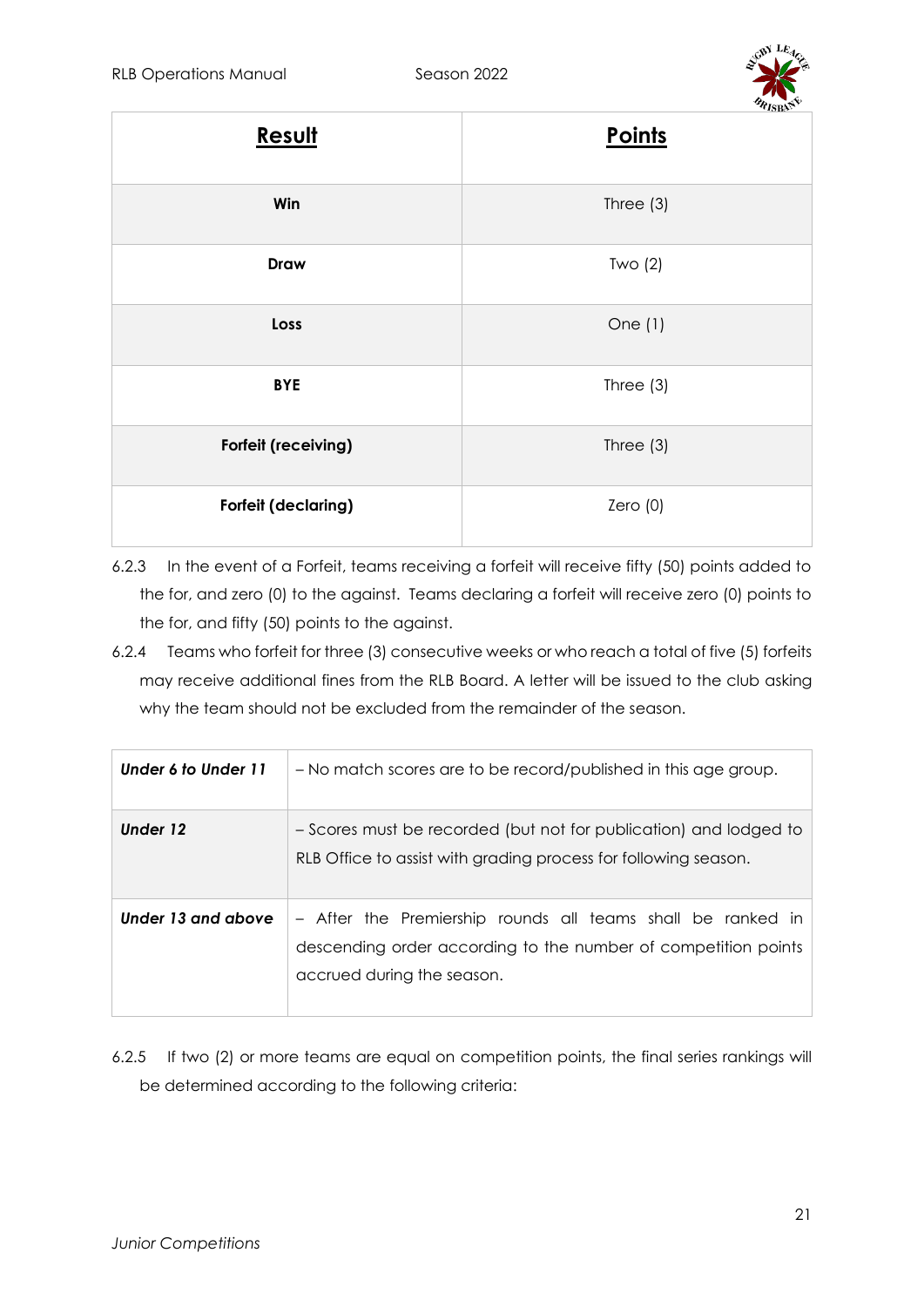| **Result** | **Points** |
|---|---|
| **Win** | Three (3) |
| **Draw** | Two (2) |
| **Loss** | One (1) |
| **BYE** | Three (3) |
| **Forfeit (receiving)** | Three (3) |
| **Forfeit (declaring)** | Zero (0) |

6.2.3 In the event of a Forfeit, teams receiving a forfeit will receive fifty (50) points added to the for, and zero (0) to the against. Teams declaring a forfeit will receive zero (0) points to the for, and fifty (50) points to the against.

6.2.4 Teams who forfeit for three (3) consecutive weeks or who reach a total of five (5) forfeits may receive additional fines from the RLB Board. A letter will be issued to the club asking why the team should not be excluded from the remainder of the season.

| | |
|---|---|
| ***Under 6 to Under 11*** | – No match scores are to be record/published in this age group. |
| ***Under 12*** | – Scores must be recorded (but not for publication) and lodged to RLB Office to assist with grading process for following season. |
| ***Under 13 and above*** | – After the Premiership rounds all teams shall be ranked in descending order according to the number of competition points accrued during the season. |

6.2.5 If two (2) or more teams are equal on competition points, the final series rankings will be determined according to the following criteria: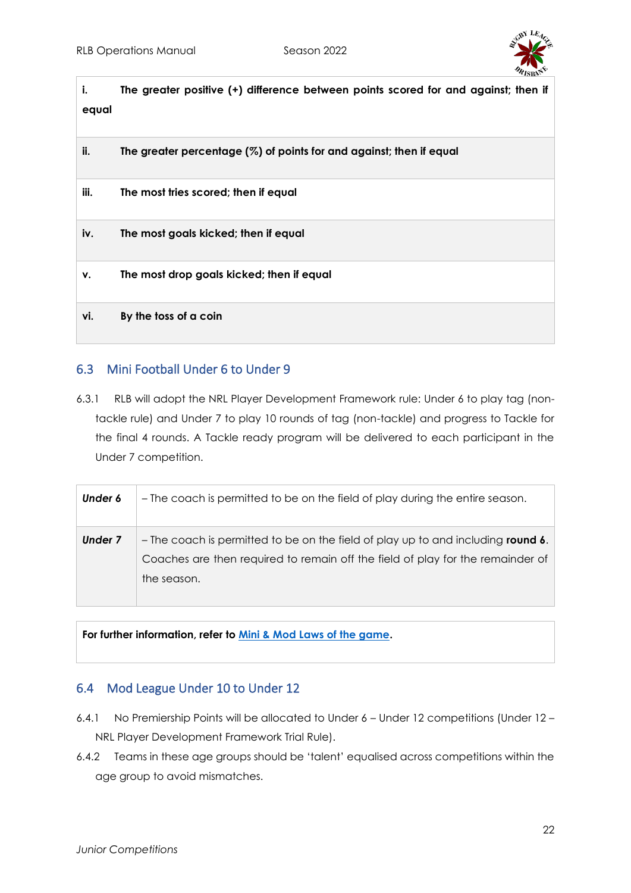| | |
|---|---|
| **i.** | **The greater positive (+) difference between points scored for and against; then if equal** |
| **ii.** | **The greater percentage (%) of points for and against; then if equal** |
| **iii.** | **The most tries scored; then if equal** |
| **iv.** | **The most goals kicked; then if equal** |
| **v.** | **The most drop goals kicked; then if equal** |
| **vi.** | **By the toss of a coin** |

## 6.3 Mini Football Under 6 to Under 9

6.3.1 RLB will adopt the NRL Player Development Framework rule: Under 6 to play tag (non-tackle rule) and Under 7 to play 10 rounds of tag (non-tackle) and progress to Tackle for the final 4 rounds. A Tackle ready program will be delivered to each participant in the Under 7 competition.

| | |
|---|---|
| ***Under 6*** | – The coach is permitted to be on the field of play during the entire season. |
| ***Under 7*** | – The coach is permitted to be on the field of play up to and including **round 6**. Coaches are then required to remain off the field of play for the remainder of the season. |

**For further information, refer to [Mini & Mod Laws of the game](#).**

## 6.4 Mod League Under 10 to Under 12

6.4.1 No Premiership Points will be allocated to Under 6 – Under 12 competitions (Under 12 – NRL Player Development Framework Trial Rule).

6.4.2 Teams in these age groups should be 'talent' equalised across competitions within the age group to avoid mismatches.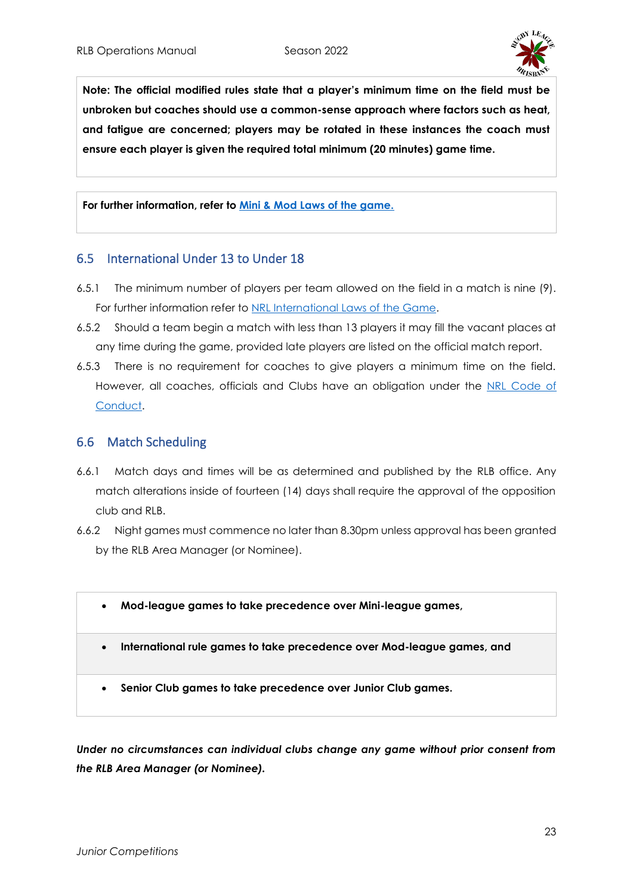**Note: The official modified rules state that a player's minimum time on the field must be unbroken but coaches should use a common-sense approach where factors such as heat, and fatigue are concerned; players may be rotated in these instances the coach must ensure each player is given the required total minimum (20 minutes) game time.**

**For further information, refer to [Mini & Mod Laws of the game.](#)**

## 6.5 International Under 13 to Under 18

6.5.1 The minimum number of players per team allowed on the field in a match is nine (9). For further information refer to [NRL International Laws of the Game](#).

6.5.2 Should a team begin a match with less than 13 players it may fill the vacant places at any time during the game, provided late players are listed on the official match report.

6.5.3 There is no requirement for coaches to give players a minimum time on the field. However, all coaches, officials and Clubs have an obligation under the [NRL Code of Conduct](#).

## 6.6 Match Scheduling

6.6.1 Match days and times will be as determined and published by the RLB office. Any match alterations inside of fourteen (14) days shall require the approval of the opposition club and RLB.

6.6.2 Night games must commence no later than 8.30pm unless approval has been granted by the RLB Area Manager (or Nominee).

- **Mod-league games to take precedence over Mini-league games,**
- **International rule games to take precedence over Mod-league games, and**
- **Senior Club games to take precedence over Junior Club games.**

***Under no circumstances can individual clubs change any game without prior consent from the RLB Area Manager (or Nominee).***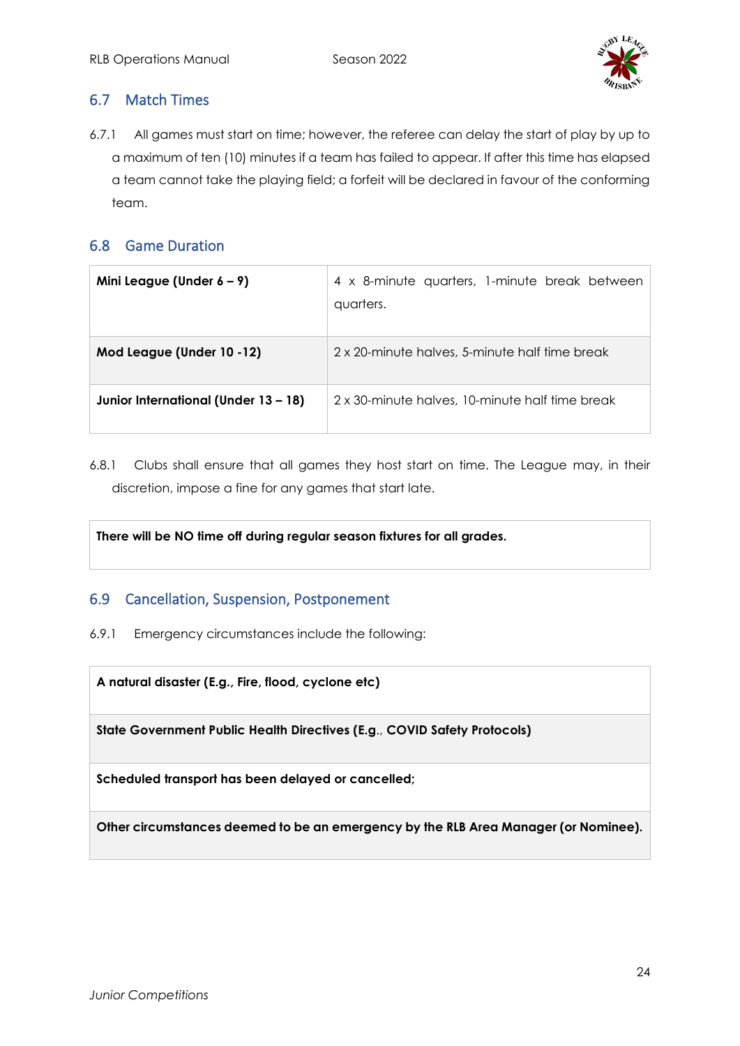## 6.7 Match Times

6.7.1 All games must start on time; however, the referee can delay the start of play by up to a maximum of ten (10) minutes if a team has failed to appear. If after this time has elapsed a team cannot take the playing field; a forfeit will be declared in favour of the conforming team.

## 6.8 Game Duration

| | |
|---|---|
| **Mini League (Under 6 – 9)** | 4 x 8-minute quarters, 1-minute break between quarters. |
| **Mod League (Under 10 -12)** | 2 x 20-minute halves, 5-minute half time break |
| **Junior International (Under 13 – 18)** | 2 x 30-minute halves, 10-minute half time break |

6.8.1 Clubs shall ensure that all games they host start on time. The League may, in their discretion, impose a fine for any games that start late.

| |
|---|
| **There will be NO time off during regular season fixtures for all grades.** |

## 6.9 Cancellation, Suspension, Postponement

6.9.1 Emergency circumstances include the following:

| |
|---|
| **A natural disaster (E.g., Fire, flood, cyclone etc)** |
| **State Government Public Health Directives (E.g., COVID Safety Protocols)** |
| **Scheduled transport has been delayed or cancelled;** |
| **Other circumstances deemed to be an emergency by the RLB Area Manager (or Nominee).** |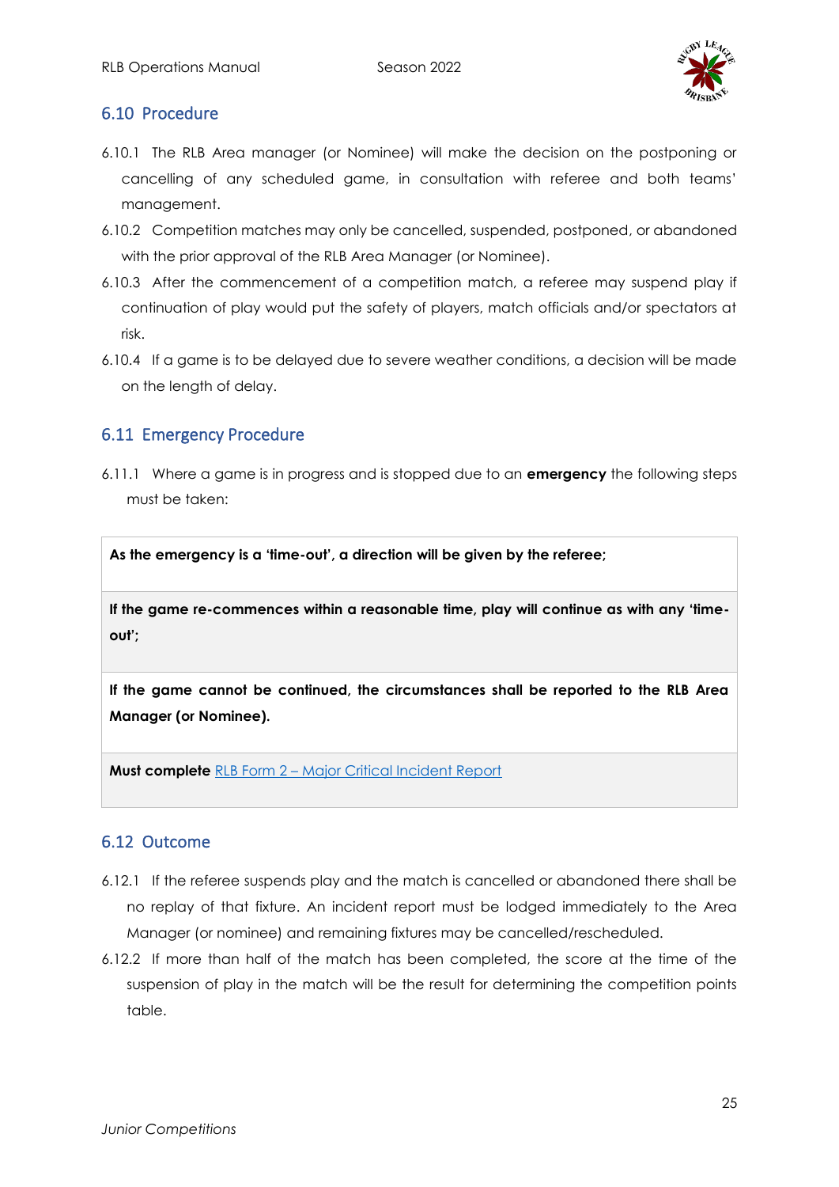## 6.10 Procedure

6.10.1 The RLB Area manager (or Nominee) will make the decision on the postponing or cancelling of any scheduled game, in consultation with referee and both teams' management.

6.10.2 Competition matches may only be cancelled, suspended, postponed, or abandoned with the prior approval of the RLB Area Manager (or Nominee).

6.10.3 After the commencement of a competition match, a referee may suspend play if continuation of play would put the safety of players, match officials and/or spectators at risk.

6.10.4 If a game is to be delayed due to severe weather conditions, a decision will be made on the length of delay.

## 6.11 Emergency Procedure

6.11.1 Where a game is in progress and is stopped due to an **emergency** the following steps must be taken:

| **As the emergency is a 'time-out', a direction will be given by the referee;** |
|---|
| **If the game re-commences within a reasonable time, play will continue as with any 'time-out';** |
| **If the game cannot be continued, the circumstances shall be reported to the RLB Area Manager (or Nominee).** |
| **Must complete** RLB Form 2 – Major Critical Incident Report |

## 6.12 Outcome

6.12.1 If the referee suspends play and the match is cancelled or abandoned there shall be no replay of that fixture. An incident report must be lodged immediately to the Area Manager (or nominee) and remaining fixtures may be cancelled/rescheduled.

6.12.2 If more than half of the match has been completed, the score at the time of the suspension of play in the match will be the result for determining the competition points table.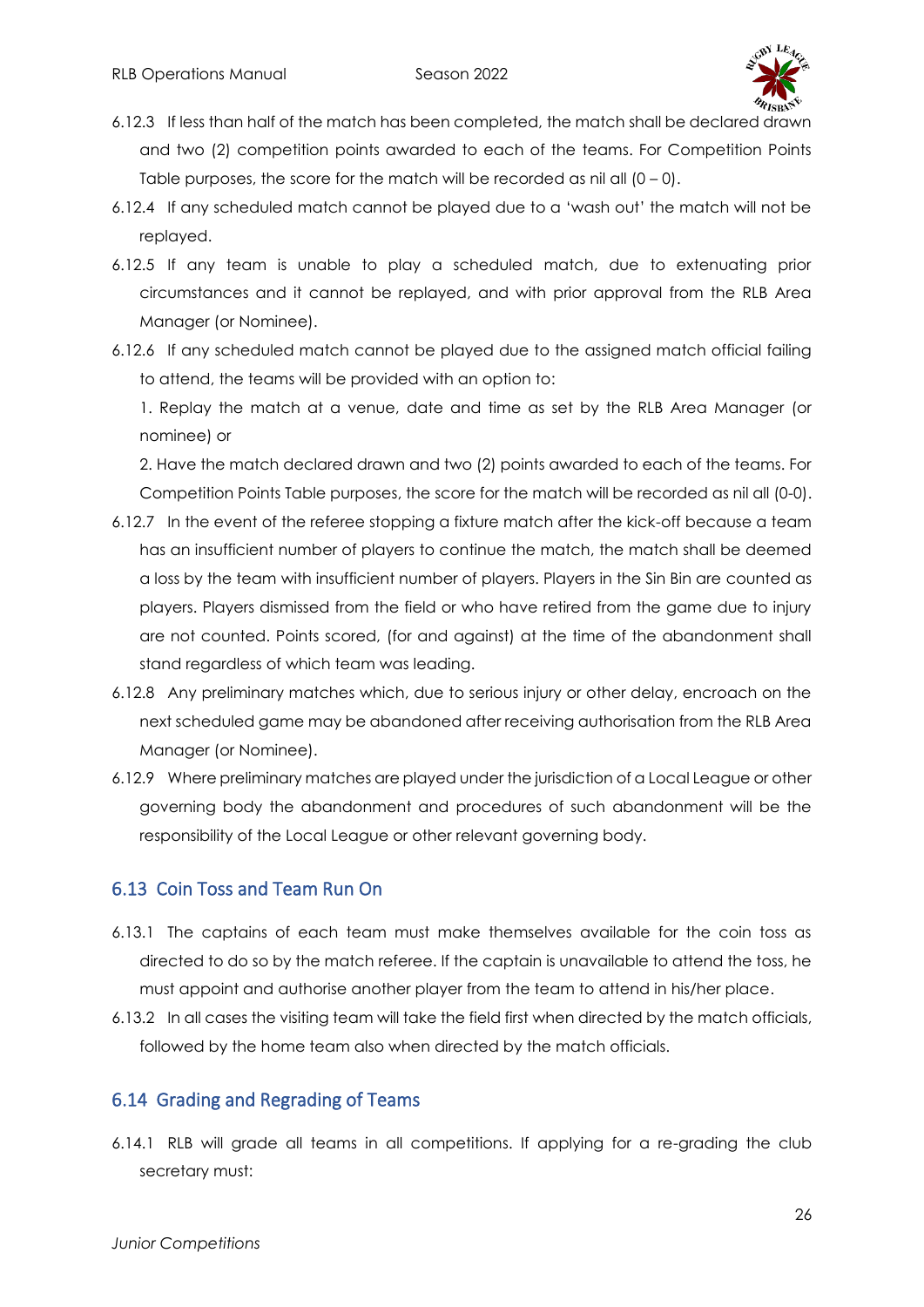6.12.3 If less than half of the match has been completed, the match shall be declared drawn and two (2) competition points awarded to each of the teams. For Competition Points Table purposes, the score for the match will be recorded as nil all (0 – 0).

6.12.4 If any scheduled match cannot be played due to a 'wash out' the match will not be replayed.

6.12.5 If any team is unable to play a scheduled match, due to extenuating prior circumstances and it cannot be replayed, and with prior approval from the RLB Area Manager (or Nominee).

6.12.6 If any scheduled match cannot be played due to the assigned match official failing to attend, the teams will be provided with an option to:

1. Replay the match at a venue, date and time as set by the RLB Area Manager (or nominee) or

2. Have the match declared drawn and two (2) points awarded to each of the teams. For Competition Points Table purposes, the score for the match will be recorded as nil all (0-0).

6.12.7 In the event of the referee stopping a fixture match after the kick-off because a team has an insufficient number of players to continue the match, the match shall be deemed a loss by the team with insufficient number of players. Players in the Sin Bin are counted as players. Players dismissed from the field or who have retired from the game due to injury are not counted. Points scored, (for and against) at the time of the abandonment shall stand regardless of which team was leading.

6.12.8 Any preliminary matches which, due to serious injury or other delay, encroach on the next scheduled game may be abandoned after receiving authorisation from the RLB Area Manager (or Nominee).

6.12.9 Where preliminary matches are played under the jurisdiction of a Local League or other governing body the abandonment and procedures of such abandonment will be the responsibility of the Local League or other relevant governing body.

## 6.13 Coin Toss and Team Run On

6.13.1 The captains of each team must make themselves available for the coin toss as directed to do so by the match referee. If the captain is unavailable to attend the toss, he must appoint and authorise another player from the team to attend in his/her place.

6.13.2 In all cases the visiting team will take the field first when directed by the match officials, followed by the home team also when directed by the match officials.

## 6.14 Grading and Regrading of Teams

6.14.1 RLB will grade all teams in all competitions. If applying for a re-grading the club secretary must: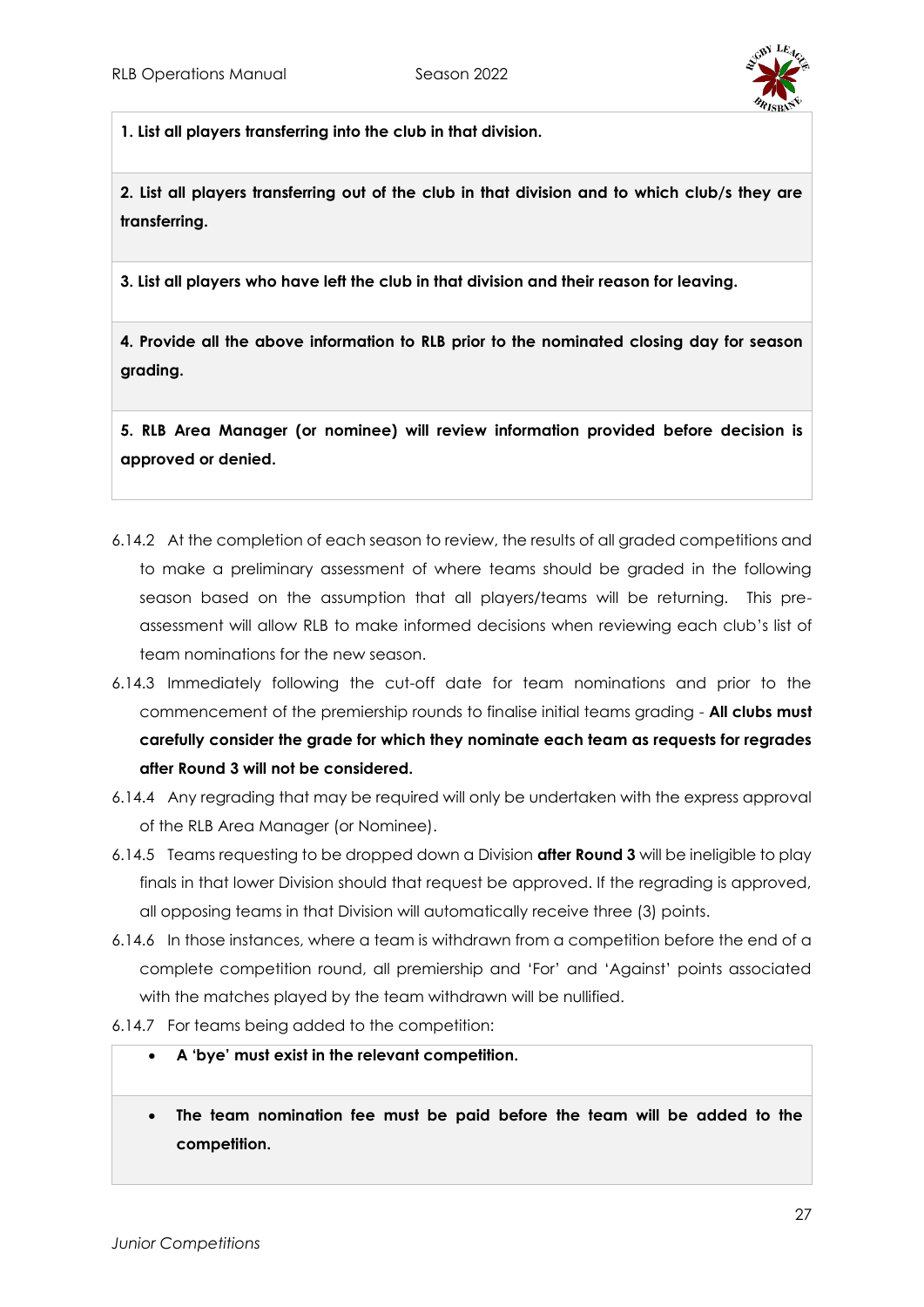**1. List all players transferring into the club in that division.**

**2. List all players transferring out of the club in that division and to which club/s they are transferring.**

**3. List all players who have left the club in that division and their reason for leaving.**

**4. Provide all the above information to RLB prior to the nominated closing day for season grading.**

**5. RLB Area Manager (or nominee) will review information provided before decision is approved or denied.**

6.14.2 At the completion of each season to review, the results of all graded competitions and to make a preliminary assessment of where teams should be graded in the following season based on the assumption that all players/teams will be returning. This pre-assessment will allow RLB to make informed decisions when reviewing each club's list of team nominations for the new season.

6.14.3 Immediately following the cut-off date for team nominations and prior to the commencement of the premiership rounds to finalise initial teams grading - **All clubs must carefully consider the grade for which they nominate each team as requests for regrades after Round 3 will not be considered.**

6.14.4 Any regrading that may be required will only be undertaken with the express approval of the RLB Area Manager (or Nominee).

6.14.5 Teams requesting to be dropped down a Division **after Round 3** will be ineligible to play finals in that lower Division should that request be approved. If the regrading is approved, all opposing teams in that Division will automatically receive three (3) points.

6.14.6 In those instances, where a team is withdrawn from a competition before the end of a complete competition round, all premiership and 'For' and 'Against' points associated with the matches played by the team withdrawn will be nullified.

6.14.7 For teams being added to the competition:

- **A 'bye' must exist in the relevant competition.**
- **The team nomination fee must be paid before the team will be added to the competition.**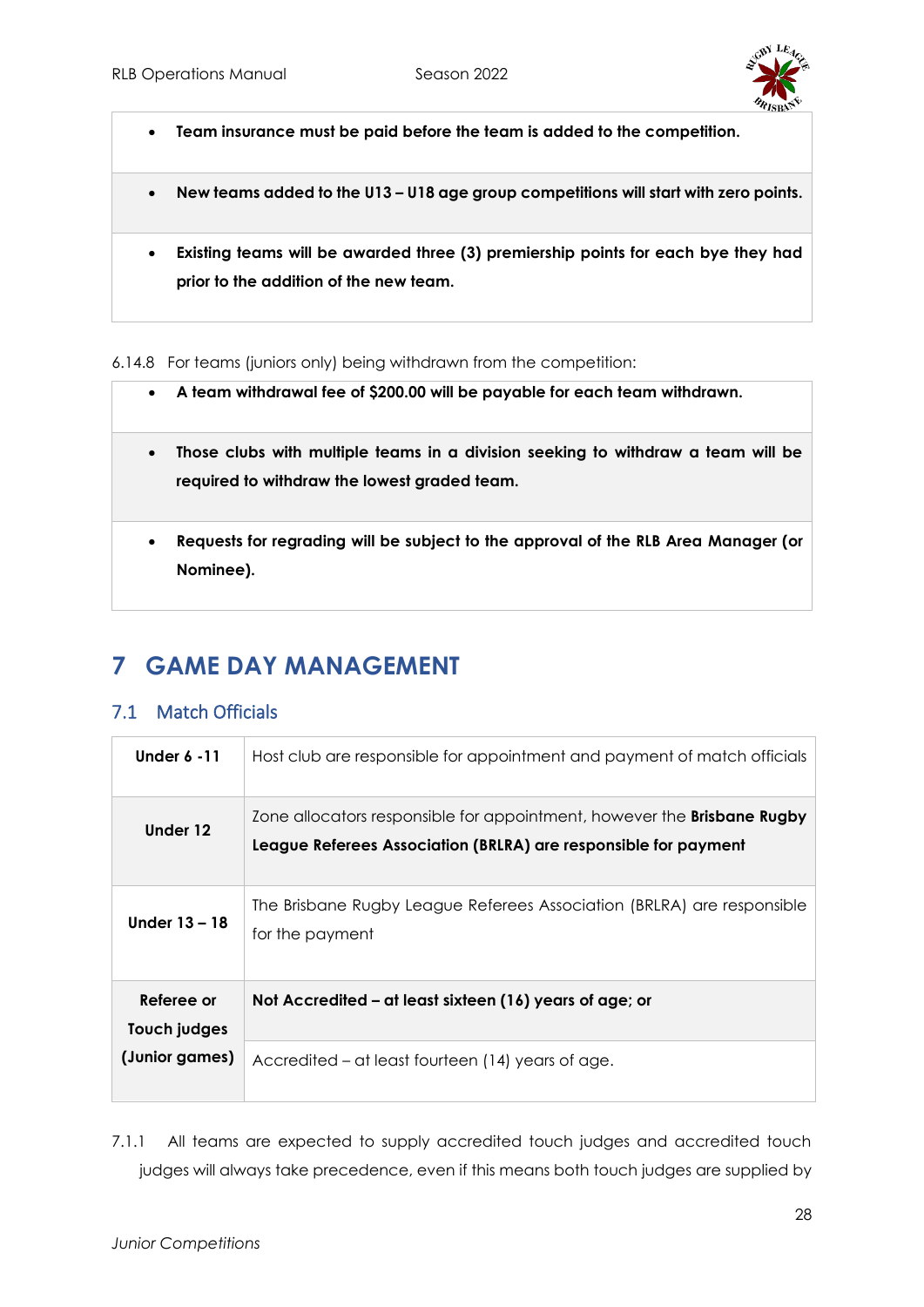- **Team insurance must be paid before the team is added to the competition.**
- **New teams added to the U13 – U18 age group competitions will start with zero points.**
- **Existing teams will be awarded three (3) premiership points for each bye they had prior to the addition of the new team.**

6.14.8 For teams (juniors only) being withdrawn from the competition:

- **A team withdrawal fee of $200.00 will be payable for each team withdrawn.**
- **Those clubs with multiple teams in a division seeking to withdraw a team will be required to withdraw the lowest graded team.**
- **Requests for regrading will be subject to the approval of the RLB Area Manager (or Nominee).**

# 7 GAME DAY MANAGEMENT

## 7.1 Match Officials

| | |
|---|---|
| **Under 6 -11** | Host club are responsible for appointment and payment of match officials |
| **Under 12** | Zone allocators responsible for appointment, however the **Brisbane Rugby League Referees Association (BRLRA) are responsible for payment** |
| **Under 13 – 18** | The Brisbane Rugby League Referees Association (BRLRA) are responsible for the payment |
| **Referee or Touch judges (Junior games)** | **Not Accredited – at least sixteen (16) years of age; or** |
| | Accredited – at least fourteen (14) years of age. |

7.1.1 All teams are expected to supply accredited touch judges and accredited touch judges will always take precedence, even if this means both touch judges are supplied by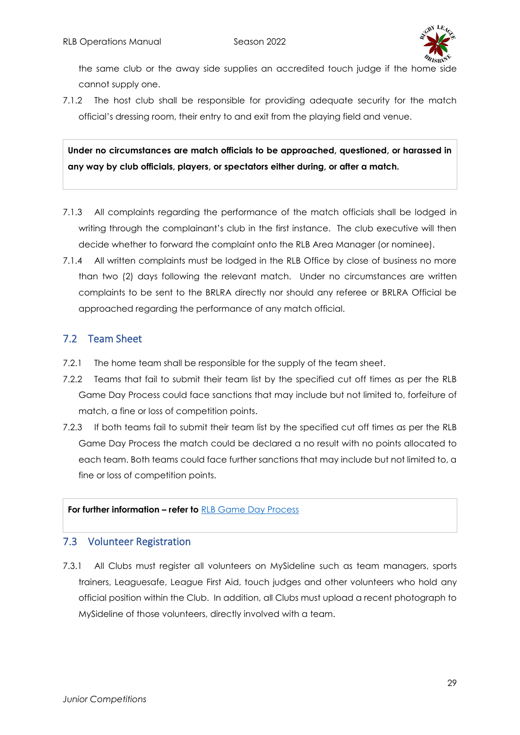the same club or the away side supplies an accredited touch judge if the home side cannot supply one.

7.1.2 The host club shall be responsible for providing adequate security for the match official's dressing room, their entry to and exit from the playing field and venue.

**Under no circumstances are match officials to be approached, questioned, or harassed in any way by club officials, players, or spectators either during, or after a match.**

7.1.3 All complaints regarding the performance of the match officials shall be lodged in writing through the complainant's club in the first instance. The club executive will then decide whether to forward the complaint onto the RLB Area Manager (or nominee).

7.1.4 All written complaints must be lodged in the RLB Office by close of business no more than two (2) days following the relevant match. Under no circumstances are written complaints to be sent to the BRLRA directly nor should any referee or BRLRA Official be approached regarding the performance of any match official.

## 7.2 Team Sheet

7.2.1 The home team shall be responsible for the supply of the team sheet.

7.2.2 Teams that fail to submit their team list by the specified cut off times as per the RLB Game Day Process could face sanctions that may include but not limited to, forfeiture of match, a fine or loss of competition points.

7.2.3 If both teams fail to submit their team list by the specified cut off times as per the RLB Game Day Process the match could be declared a no result with no points allocated to each team. Both teams could face further sanctions that may include but not limited to, a fine or loss of competition points.

**For further information – refer to** RLB Game Day Process

## 7.3 Volunteer Registration

7.3.1 All Clubs must register all volunteers on MySideline such as team managers, sports trainers, Leaguesafe, League First Aid, touch judges and other volunteers who hold any official position within the Club. In addition, all Clubs must upload a recent photograph to MySideline of those volunteers, directly involved with a team.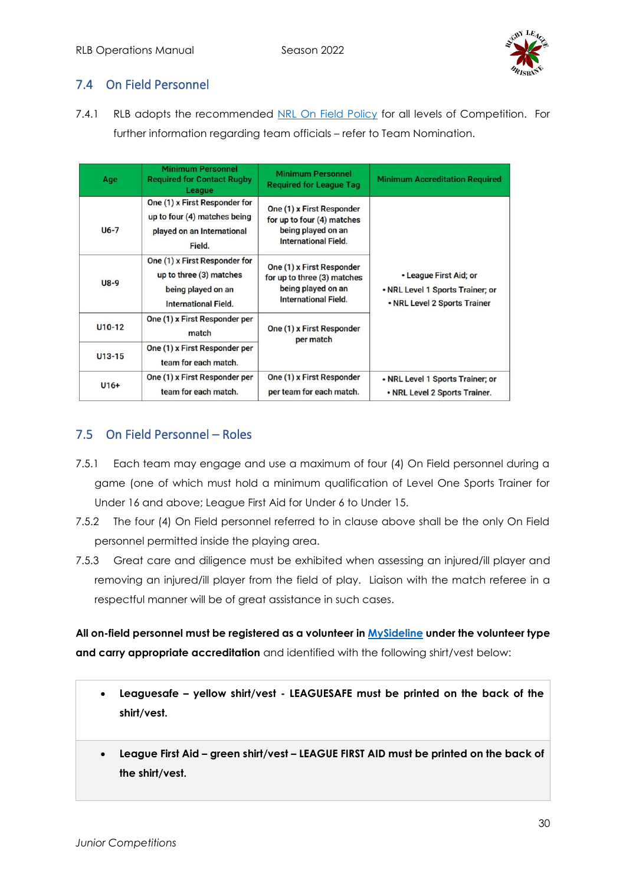## 7.4 On Field Personnel

7.4.1 RLB adopts the recommended NRL On Field Policy for all levels of Competition. For further information regarding team officials – refer to Team Nomination.

| Age | Minimum Personnel Required for Contact Rugby League | Minimum Personnel Required for League Tag | Minimum Accreditation Required |
|---|---|---|---|
| U6-7 | One (1) x First Responder for up to four (4) matches being played on an International Field. | One (1) x First Responder for up to four (4) matches being played on an International Field. | • League First Aid; or • NRL Level 1 Sports Trainer; or • NRL Level 2 Sports Trainer |
| U8-9 | One (1) x First Responder for up to three (3) matches being played on an International Field. | One (1) x First Responder for up to three (3) matches being played on an International Field. | |
| U10-12 | One (1) x First Responder per match | One (1) x First Responder per match | |
| U13-15 | One (1) x First Responder per team for each match. | | |
| U16+ | One (1) x First Responder per team for each match. | One (1) x First Responder per team for each match. | • NRL Level 1 Sports Trainer; or • NRL Level 2 Sports Trainer. |

## 7.5 On Field Personnel – Roles

7.5.1 Each team may engage and use a maximum of four (4) On Field personnel during a game (one of which must hold a minimum qualification of Level One Sports Trainer for Under 16 and above; League First Aid for Under 6 to Under 15.

7.5.2 The four (4) On Field personnel referred to in clause above shall be the only On Field personnel permitted inside the playing area.

7.5.3 Great care and diligence must be exhibited when assessing an injured/ill player and removing an injured/ill player from the field of play. Liaison with the match referee in a respectful manner will be of great assistance in such cases.

**All on-field personnel must be registered as a volunteer in MySideline under the volunteer type and carry appropriate accreditation** and identified with the following shirt/vest below:

- **Leaguesafe – yellow shirt/vest - LEAGUESAFE must be printed on the back of the shirt/vest.**

- **League First Aid – green shirt/vest – LEAGUE FIRST AID must be printed on the back of the shirt/vest.**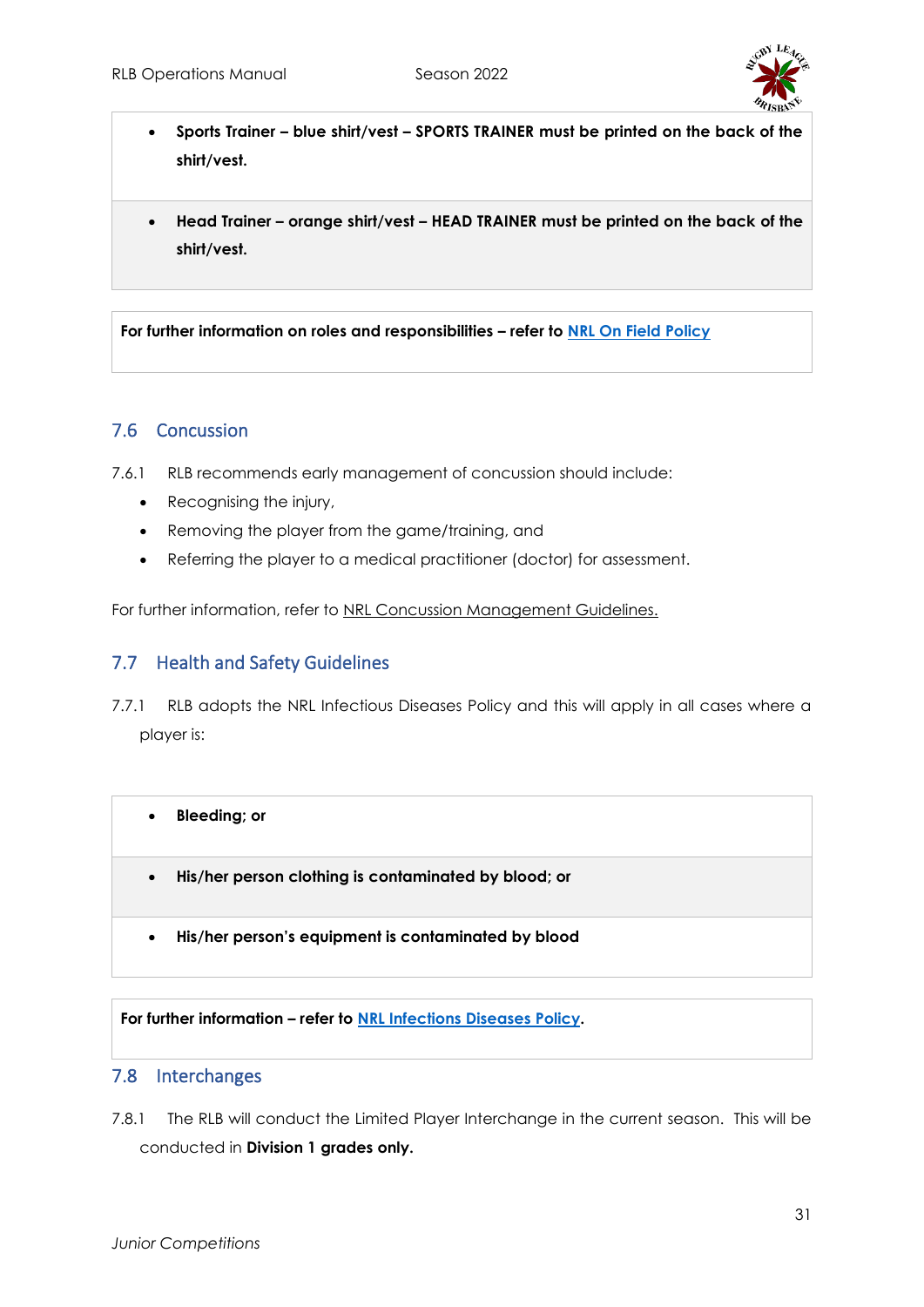- **Sports Trainer – blue shirt/vest – SPORTS TRAINER must be printed on the back of the shirt/vest.**

- **Head Trainer – orange shirt/vest – HEAD TRAINER must be printed on the back of the shirt/vest.**

**For further information on roles and responsibilities – refer to [NRL On Field Policy]**

## 7.6 Concussion

7.6.1 RLB recommends early management of concussion should include:

- Recognising the injury,
- Removing the player from the game/training, and
- Referring the player to a medical practitioner (doctor) for assessment.

For further information, refer to NRL Concussion Management Guidelines.

## 7.7 Health and Safety Guidelines

7.7.1 RLB adopts the NRL Infectious Diseases Policy and this will apply in all cases where a player is:

- **Bleeding; or**
- **His/her person clothing is contaminated by blood; or**
- **His/her person's equipment is contaminated by blood**

**For further information – refer to NRL Infections Diseases Policy.**

## 7.8 Interchanges

7.8.1 The RLB will conduct the Limited Player Interchange in the current season. This will be conducted in **Division 1 grades only.**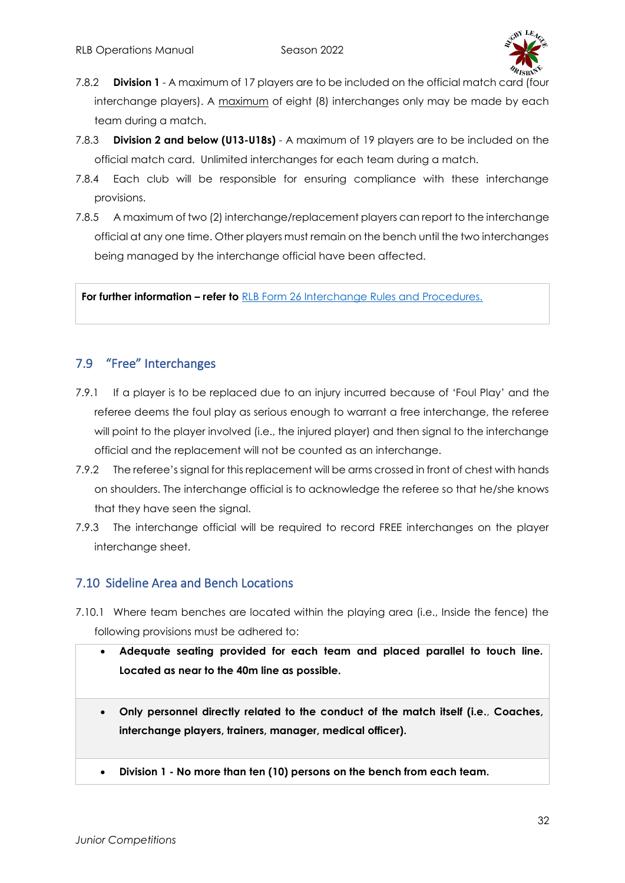7.8.2 **Division 1** - A maximum of 17 players are to be included on the official match card (four interchange players). A <u>maximum</u> of eight (8) interchanges only may be made by each team during a match.

7.8.3 **Division 2 and below (U13-U18s)** - A maximum of 19 players are to be included on the official match card. Unlimited interchanges for each team during a match.

7.8.4 Each club will be responsible for ensuring compliance with these interchange provisions.

7.8.5 A maximum of two (2) interchange/replacement players can report to the interchange official at any one time. Other players must remain on the bench until the two interchanges being managed by the interchange official have been affected.

**For further information – refer to** [RLB Form 26 Interchange Rules and Procedures.]()

## 7.9 "Free" Interchanges

7.9.1 If a player is to be replaced due to an injury incurred because of 'Foul Play' and the referee deems the foul play as serious enough to warrant a free interchange, the referee will point to the player involved (i.e., the injured player) and then signal to the interchange official and the replacement will not be counted as an interchange.

7.9.2 The referee's signal for this replacement will be arms crossed in front of chest with hands on shoulders. The interchange official is to acknowledge the referee so that he/she knows that they have seen the signal.

7.9.3 The interchange official will be required to record FREE interchanges on the player interchange sheet.

## 7.10 Sideline Area and Bench Locations

7.10.1 Where team benches are located within the playing area (i.e., Inside the fence) the following provisions must be adhered to:

- **Adequate seating provided for each team and placed parallel to touch line. Located as near to the 40m line as possible.**
- **Only personnel directly related to the conduct of the match itself (i.e., Coaches, interchange players, trainers, manager, medical officer).**
- **Division 1 - No more than ten (10) persons on the bench from each team.**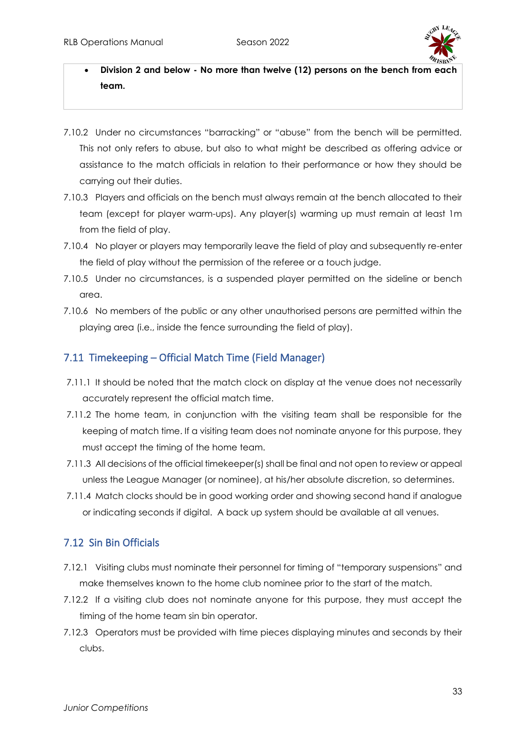- **Division 2 and below - No more than twelve (12) persons on the bench from each team.**

7.10.2 Under no circumstances "barracking" or "abuse" from the bench will be permitted. This not only refers to abuse, but also to what might be described as offering advice or assistance to the match officials in relation to their performance or how they should be carrying out their duties.

7.10.3 Players and officials on the bench must always remain at the bench allocated to their team (except for player warm-ups). Any player(s) warming up must remain at least 1m from the field of play.

7.10.4 No player or players may temporarily leave the field of play and subsequently re-enter the field of play without the permission of the referee or a touch judge.

7.10.5 Under no circumstances, is a suspended player permitted on the sideline or bench area.

7.10.6 No members of the public or any other unauthorised persons are permitted within the playing area (i.e., inside the fence surrounding the field of play).

## 7.11 Timekeeping – Official Match Time (Field Manager)

7.11.1 It should be noted that the match clock on display at the venue does not necessarily accurately represent the official match time.

7.11.2 The home team, in conjunction with the visiting team shall be responsible for the keeping of match time. If a visiting team does not nominate anyone for this purpose, they must accept the timing of the home team.

7.11.3 All decisions of the official timekeeper(s) shall be final and not open to review or appeal unless the League Manager (or nominee), at his/her absolute discretion, so determines.

7.11.4 Match clocks should be in good working order and showing second hand if analogue or indicating seconds if digital. A back up system should be available at all venues.

## 7.12 Sin Bin Officials

7.12.1 Visiting clubs must nominate their personnel for timing of "temporary suspensions" and make themselves known to the home club nominee prior to the start of the match.

7.12.2 If a visiting club does not nominate anyone for this purpose, they must accept the timing of the home team sin bin operator.

7.12.3 Operators must be provided with time pieces displaying minutes and seconds by their clubs.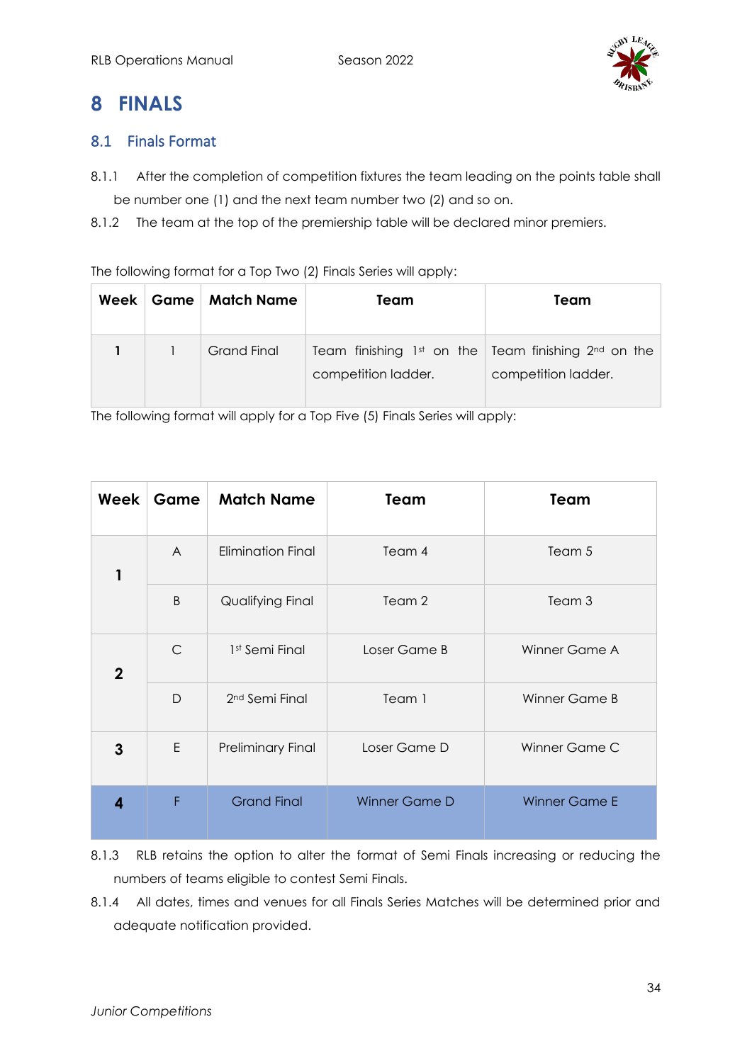# 8 FINALS

## 8.1 Finals Format

8.1.1 After the completion of competition fixtures the team leading on the points table shall be number one (1) and the next team number two (2) and so on.

8.1.2 The team at the top of the premiership table will be declared minor premiers.

The following format for a Top Two (2) Finals Series will apply:

| Week | Game | Match Name | Team | Team |
|---|---|---|---|---|
| **1** | 1 | Grand Final | Team finishing 1st on the competition ladder. | Team finishing 2nd on the competition ladder. |

The following format will apply for a Top Five (5) Finals Series will apply:

| Week | Game | Match Name | Team | Team |
|---|---|---|---|---|
| **1** | A | Elimination Final | Team 4 | Team 5 |
| | B | Qualifying Final | Team 2 | Team 3 |
| **2** | C | 1st Semi Final | Loser Game B | Winner Game A |
| | D | 2nd Semi Final | Team 1 | Winner Game B |
| **3** | E | Preliminary Final | Loser Game D | Winner Game C |
| **4** | F | Grand Final | Winner Game D | Winner Game E |

8.1.3 RLB retains the option to alter the format of Semi Finals increasing or reducing the numbers of teams eligible to contest Semi Finals.

8.1.4 All dates, times and venues for all Finals Series Matches will be determined prior and adequate notification provided.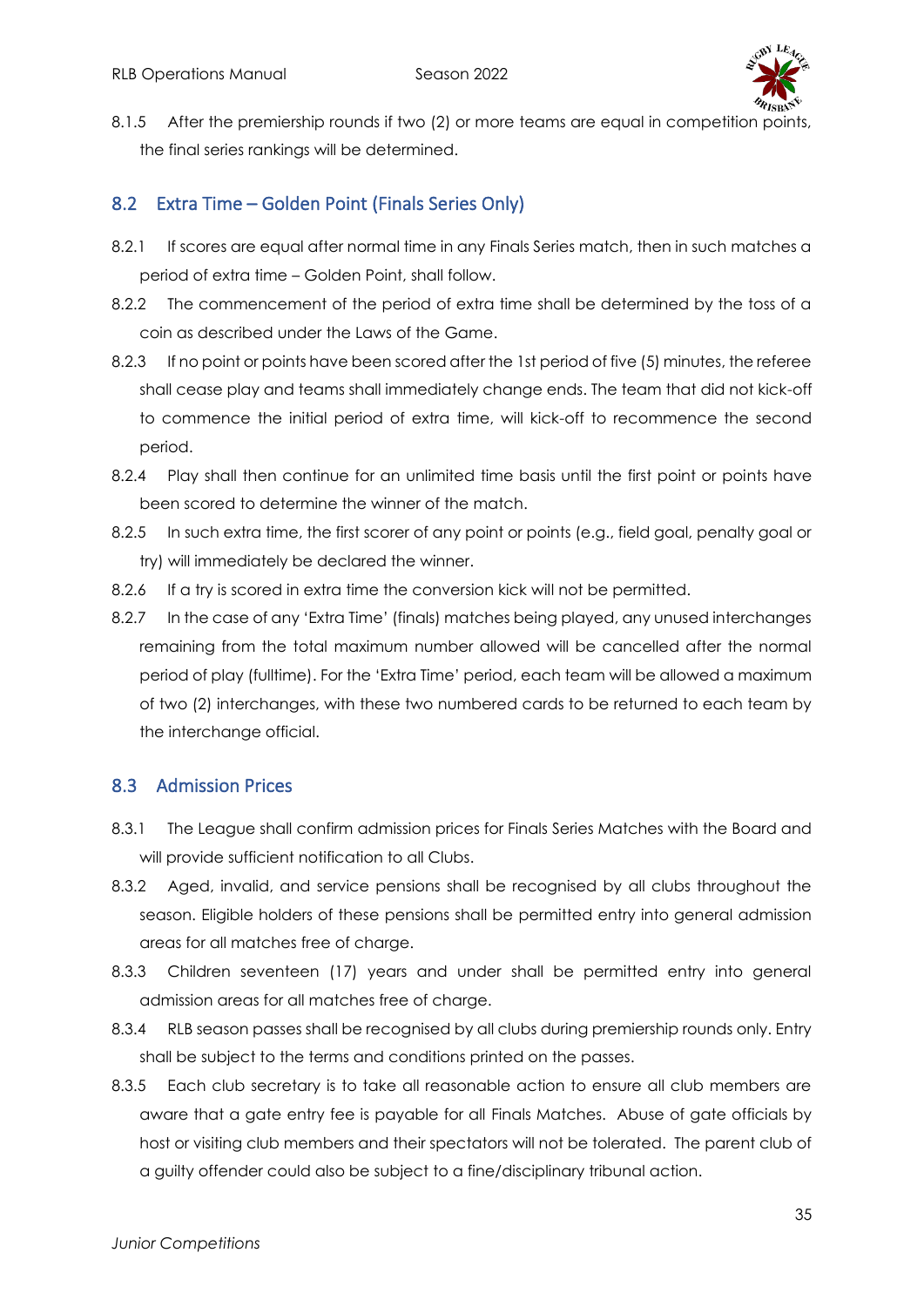8.1.5 After the premiership rounds if two (2) or more teams are equal in competition points, the final series rankings will be determined.

## 8.2 Extra Time – Golden Point (Finals Series Only)

8.2.1 If scores are equal after normal time in any Finals Series match, then in such matches a period of extra time – Golden Point, shall follow.

8.2.2 The commencement of the period of extra time shall be determined by the toss of a coin as described under the Laws of the Game.

8.2.3 If no point or points have been scored after the 1st period of five (5) minutes, the referee shall cease play and teams shall immediately change ends. The team that did not kick-off to commence the initial period of extra time, will kick-off to recommence the second period.

8.2.4 Play shall then continue for an unlimited time basis until the first point or points have been scored to determine the winner of the match.

8.2.5 In such extra time, the first scorer of any point or points (e.g., field goal, penalty goal or try) will immediately be declared the winner.

8.2.6 If a try is scored in extra time the conversion kick will not be permitted.

8.2.7 In the case of any 'Extra Time' (finals) matches being played, any unused interchanges remaining from the total maximum number allowed will be cancelled after the normal period of play (fulltime). For the 'Extra Time' period, each team will be allowed a maximum of two (2) interchanges, with these two numbered cards to be returned to each team by the interchange official.

## 8.3 Admission Prices

8.3.1 The League shall confirm admission prices for Finals Series Matches with the Board and will provide sufficient notification to all Clubs.

8.3.2 Aged, invalid, and service pensions shall be recognised by all clubs throughout the season. Eligible holders of these pensions shall be permitted entry into general admission areas for all matches free of charge.

8.3.3 Children seventeen (17) years and under shall be permitted entry into general admission areas for all matches free of charge.

8.3.4 RLB season passes shall be recognised by all clubs during premiership rounds only. Entry shall be subject to the terms and conditions printed on the passes.

8.3.5 Each club secretary is to take all reasonable action to ensure all club members are aware that a gate entry fee is payable for all Finals Matches. Abuse of gate officials by host or visiting club members and their spectators will not be tolerated. The parent club of a guilty offender could also be subject to a fine/disciplinary tribunal action.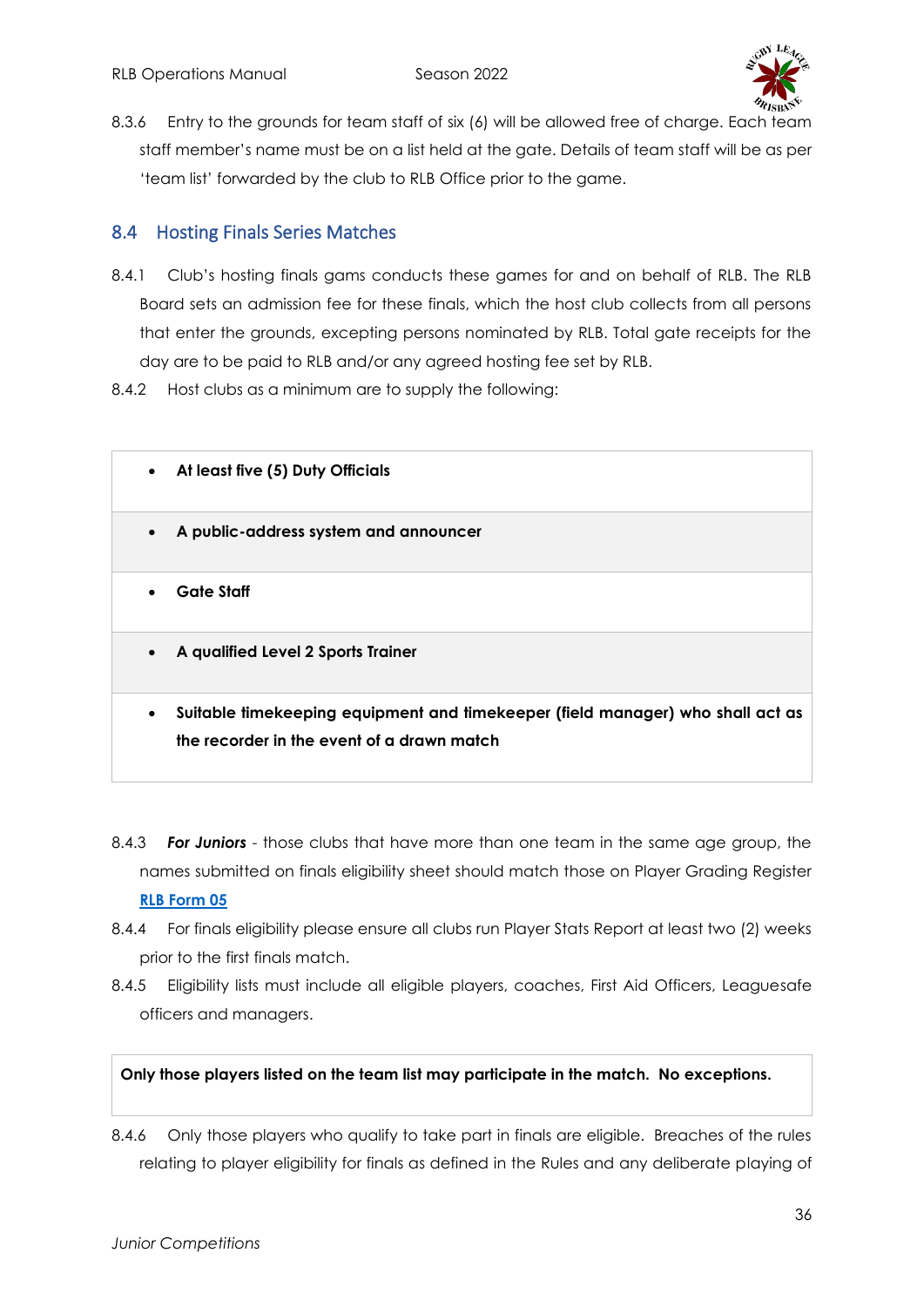8.3.6 Entry to the grounds for team staff of six (6) will be allowed free of charge. Each team staff member's name must be on a list held at the gate. Details of team staff will be as per 'team list' forwarded by the club to RLB Office prior to the game.

## 8.4 Hosting Finals Series Matches

8.4.1 Club's hosting finals gams conducts these games for and on behalf of RLB. The RLB Board sets an admission fee for these finals, which the host club collects from all persons that enter the grounds, excepting persons nominated by RLB. Total gate receipts for the day are to be paid to RLB and/or any agreed hosting fee set by RLB.

8.4.2 Host clubs as a minimum are to supply the following:

- **At least five (5) Duty Officials**
- **A public-address system and announcer**
- **Gate Staff**
- **A qualified Level 2 Sports Trainer**
- **Suitable timekeeping equipment and timekeeper (field manager) who shall act as the recorder in the event of a drawn match**

8.4.3 ***For Juniors*** - those clubs that have more than one team in the same age group, the names submitted on finals eligibility sheet should match those on Player Grading Register **RLB Form 05**

8.4.4 For finals eligibility please ensure all clubs run Player Stats Report at least two (2) weeks prior to the first finals match.

8.4.5 Eligibility lists must include all eligible players, coaches, First Aid Officers, Leaguesafe officers and managers.

**Only those players listed on the team list may participate in the match. No exceptions.**

8.4.6 Only those players who qualify to take part in finals are eligible. Breaches of the rules relating to player eligibility for finals as defined in the Rules and any deliberate playing of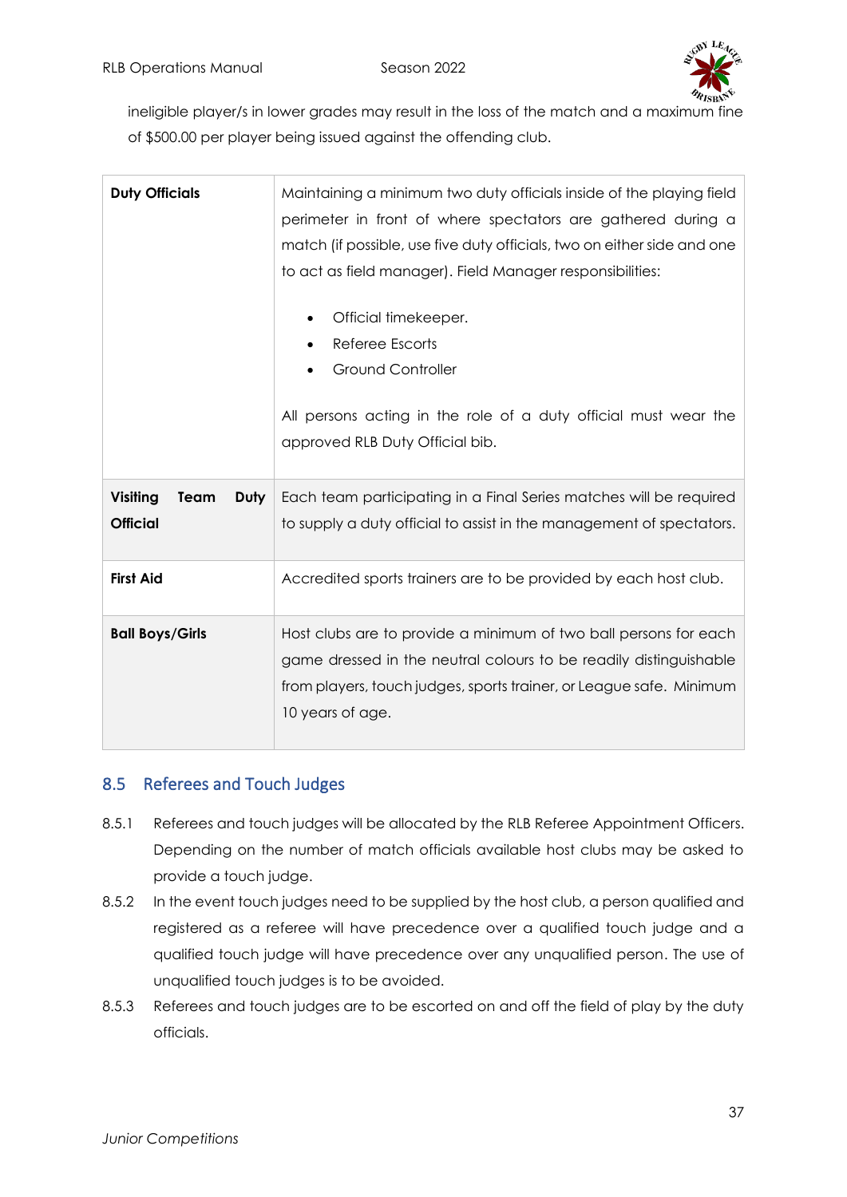ineligible player/s in lower grades may result in the loss of the match and a maximum fine of $500.00 per player being issued against the offending club.

| | |
|---|---|
| **Duty Officials** | Maintaining a minimum two duty officials inside of the playing field perimeter in front of where spectators are gathered during a match (if possible, use five duty officials, two on either side and one to act as field manager). Field Manager responsibilities:<br><br>• Official timekeeper.<br>• Referee Escorts<br>• Ground Controller<br><br>All persons acting in the role of a duty official must wear the approved RLB Duty Official bib. |
| **Visiting Team Duty Official** | Each team participating in a Final Series matches will be required to supply a duty official to assist in the management of spectators. |
| **First Aid** | Accredited sports trainers are to be provided by each host club. |
| **Ball Boys/Girls** | Host clubs are to provide a minimum of two ball persons for each game dressed in the neutral colours to be readily distinguishable from players, touch judges, sports trainer, or League safe. Minimum 10 years of age. |

## 8.5 Referees and Touch Judges

8.5.1 Referees and touch judges will be allocated by the RLB Referee Appointment Officers. Depending on the number of match officials available host clubs may be asked to provide a touch judge.

8.5.2 In the event touch judges need to be supplied by the host club, a person qualified and registered as a referee will have precedence over a qualified touch judge and a qualified touch judge will have precedence over any unqualified person. The use of unqualified touch judges is to be avoided.

8.5.3 Referees and touch judges are to be escorted on and off the field of play by the duty officials.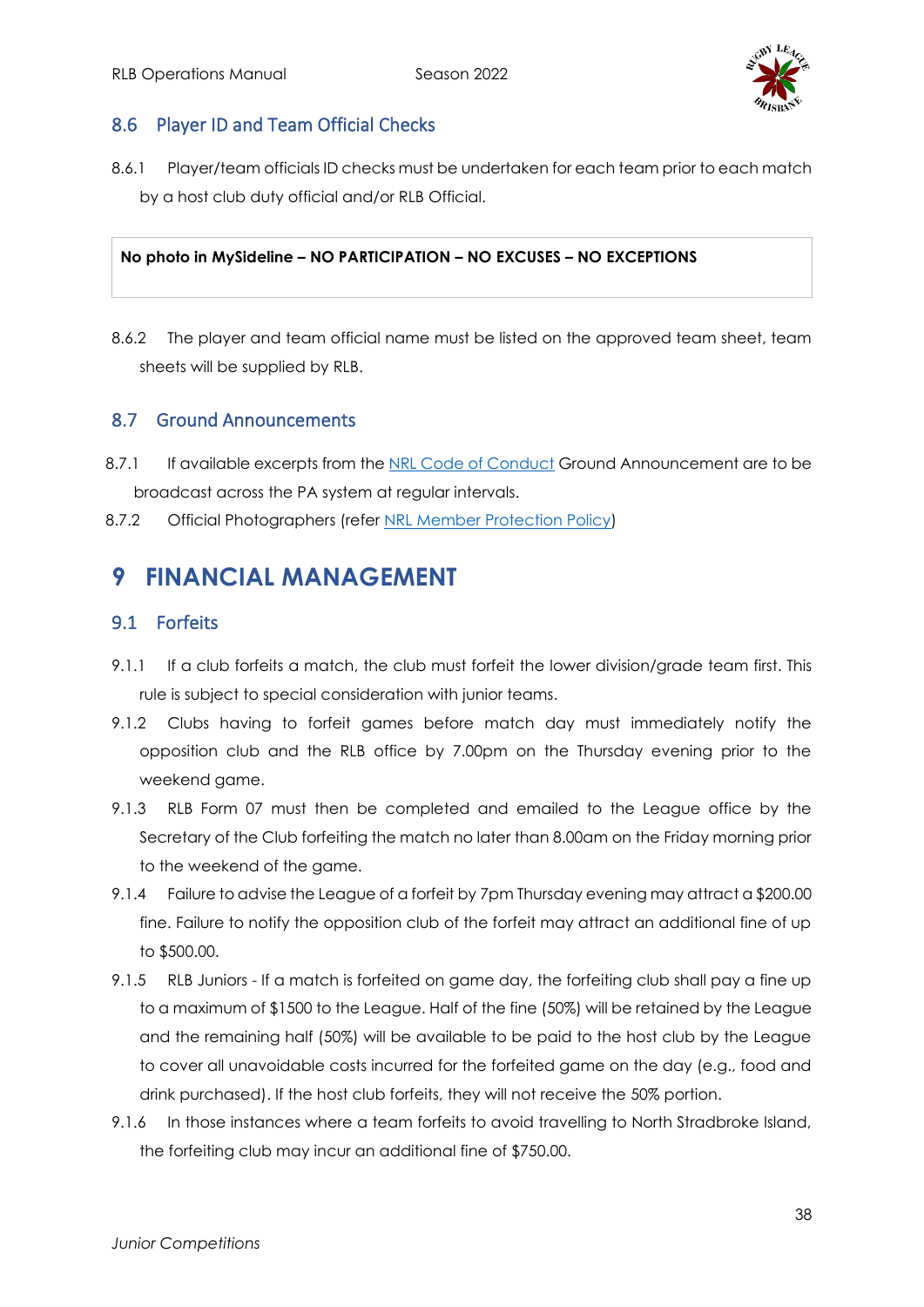## 8.6 Player ID and Team Official Checks

8.6.1 Player/team officials ID checks must be undertaken for each team prior to each match by a host club duty official and/or RLB Official.

**No photo in MySideline – NO PARTICIPATION – NO EXCUSES – NO EXCEPTIONS**

8.6.2 The player and team official name must be listed on the approved team sheet, team sheets will be supplied by RLB.

## 8.7 Ground Announcements

8.7.1 If available excerpts from the NRL Code of Conduct Ground Announcement are to be broadcast across the PA system at regular intervals.

8.7.2 Official Photographers (refer NRL Member Protection Policy)

# 9 FINANCIAL MANAGEMENT

## 9.1 Forfeits

9.1.1 If a club forfeits a match, the club must forfeit the lower division/grade team first. This rule is subject to special consideration with junior teams.

9.1.2 Clubs having to forfeit games before match day must immediately notify the opposition club and the RLB office by 7.00pm on the Thursday evening prior to the weekend game.

9.1.3 RLB Form 07 must then be completed and emailed to the League office by the Secretary of the Club forfeiting the match no later than 8.00am on the Friday morning prior to the weekend of the game.

9.1.4 Failure to advise the League of a forfeit by 7pm Thursday evening may attract a $200.00 fine. Failure to notify the opposition club of the forfeit may attract an additional fine of up to $500.00.

9.1.5 RLB Juniors - If a match is forfeited on game day, the forfeiting club shall pay a fine up to a maximum of $1500 to the League. Half of the fine (50%) will be retained by the League and the remaining half (50%) will be available to be paid to the host club by the League to cover all unavoidable costs incurred for the forfeited game on the day (e.g., food and drink purchased). If the host club forfeits, they will not receive the 50% portion.

9.1.6 In those instances where a team forfeits to avoid travelling to North Stradbroke Island, the forfeiting club may incur an additional fine of $750.00.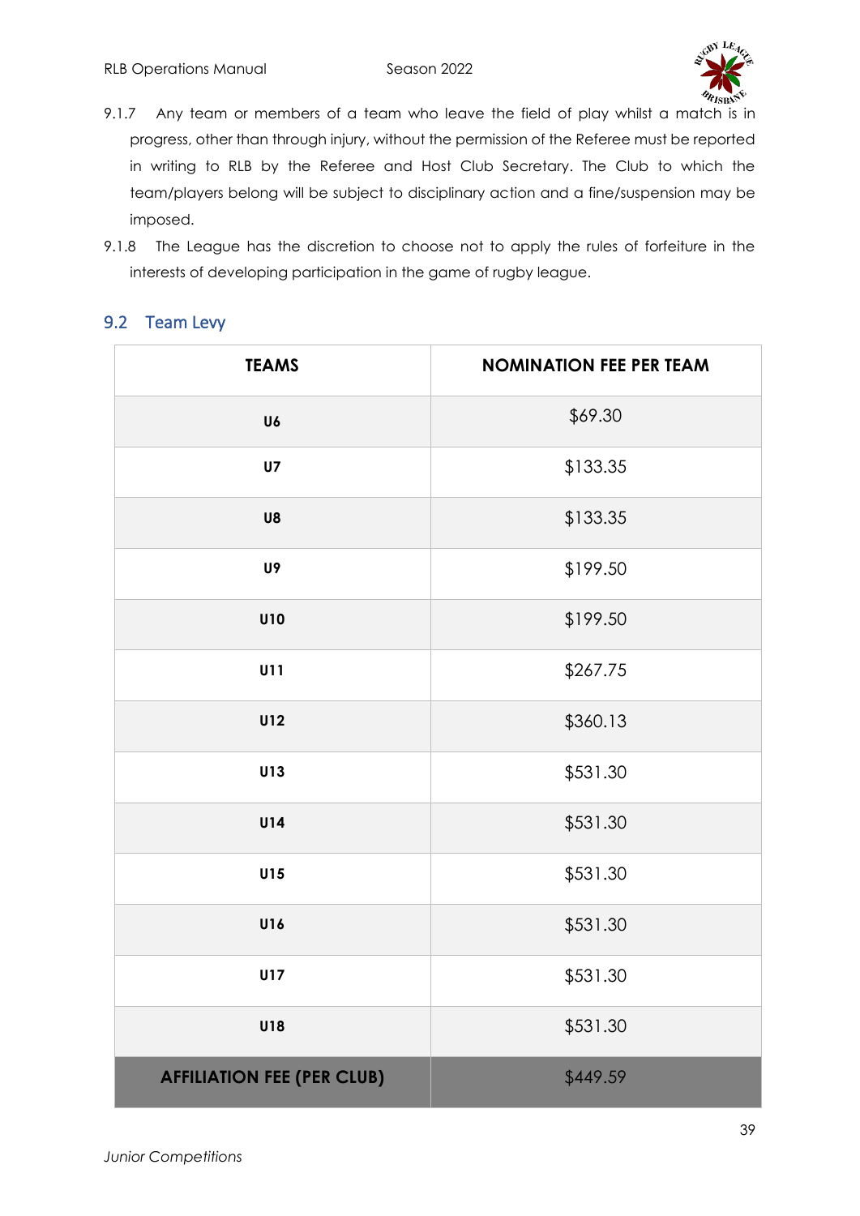9.1.7 Any team or members of a team who leave the field of play whilst a match is in progress, other than through injury, without the permission of the Referee must be reported in writing to RLB by the Referee and Host Club Secretary. The Club to which the team/players belong will be subject to disciplinary action and a fine/suspension may be imposed.

9.1.8 The League has the discretion to choose not to apply the rules of forfeiture in the interests of developing participation in the game of rugby league.

## 9.2 Team Levy

| TEAMS | NOMINATION FEE PER TEAM |
|---|---|
| **U6** | $69.30 |
| **U7** | $133.35 |
| **U8** | $133.35 |
| **U9** | $199.50 |
| **U10** | $199.50 |
| **U11** | $267.75 |
| **U12** | $360.13 |
| **U13** | $531.30 |
| **U14** | $531.30 |
| **U15** | $531.30 |
| **U16** | $531.30 |
| **U17** | $531.30 |
| **U18** | $531.30 |
| **AFFILIATION FEE (PER CLUB)** | $449.59 |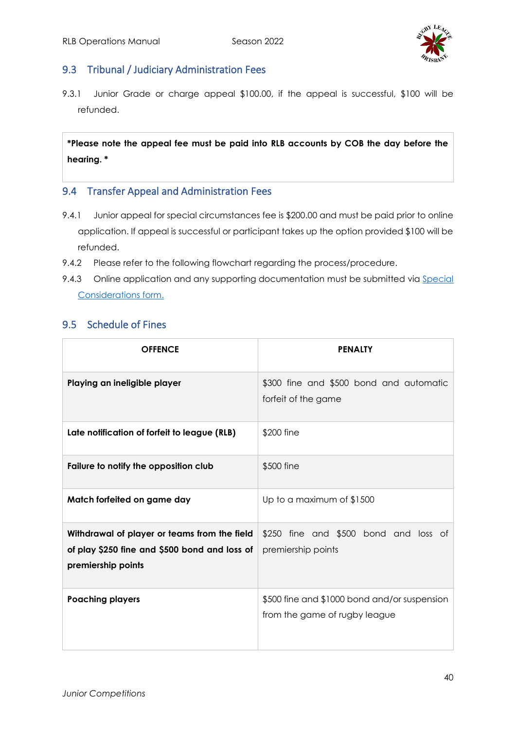## 9.3 Tribunal / Judiciary Administration Fees

9.3.1 Junior Grade or charge appeal $100.00, if the appeal is successful, $100 will be refunded.

**\*Please note the appeal fee must be paid into RLB accounts by COB the day before the hearing. \***

## 9.4 Transfer Appeal and Administration Fees

9.4.1 Junior appeal for special circumstances fee is $200.00 and must be paid prior to online application. If appeal is successful or participant takes up the option provided $100 will be refunded.

9.4.2 Please refer to the following flowchart regarding the process/procedure.

9.4.3 Online application and any supporting documentation must be submitted via [Special Considerations form.]()

## 9.5 Schedule of Fines

| OFFENCE | PENALTY |
|---|---|
| **Playing an ineligible player** | $300 fine and $500 bond and automatic forfeit of the game |
| **Late notification of forfeit to league (RLB)** | $200 fine |
| **Failure to notify the opposition club** | $500 fine |
| **Match forfeited on game day** | Up to a maximum of $1500 |
| **Withdrawal of player or teams from the field of play $250 fine and $500 bond and loss of premiership points** | $250 fine and $500 bond and loss of premiership points |
| **Poaching players** | $500 fine and $1000 bond and/or suspension from the game of rugby league |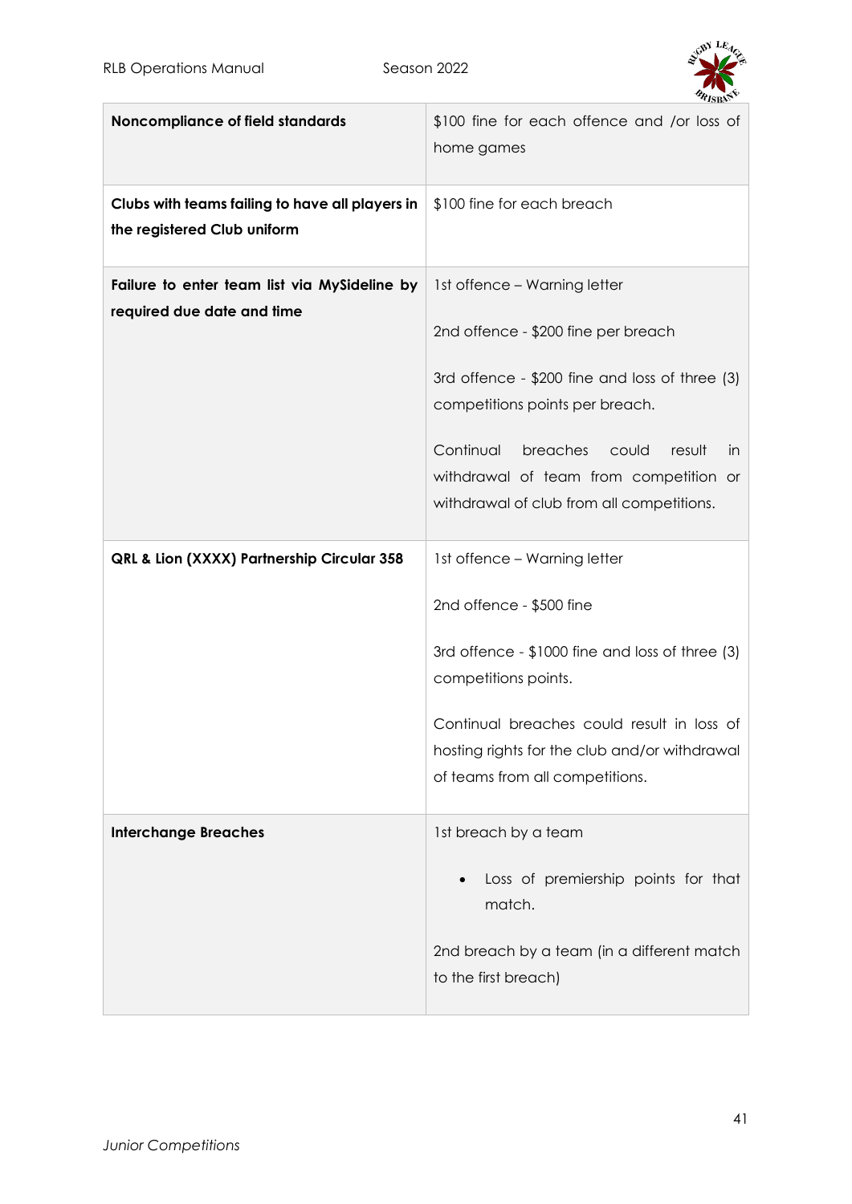| | |
|---|---|
| **Noncompliance of field standards** | $100 fine for each offence and /or loss of home games |
| **Clubs with teams failing to have all players in the registered Club uniform** | $100 fine for each breach |
| **Failure to enter team list via MySideline by required due date and time** | 1st offence – Warning letter<br><br>2nd offence - $200 fine per breach<br><br>3rd offence - $200 fine and loss of three (3) competitions points per breach.<br><br>Continual breaches could result in withdrawal of team from competition or withdrawal of club from all competitions. |
| **QRL & Lion (XXXX) Partnership Circular 358** | 1st offence – Warning letter<br><br>2nd offence - $500 fine<br><br>3rd offence - $1000 fine and loss of three (3) competitions points.<br><br>Continual breaches could result in loss of hosting rights for the club and/or withdrawal of teams from all competitions. |
| **Interchange Breaches** | 1st breach by a team<br><br>• Loss of premiership points for that match.<br><br>2nd breach by a team (in a different match to the first breach) |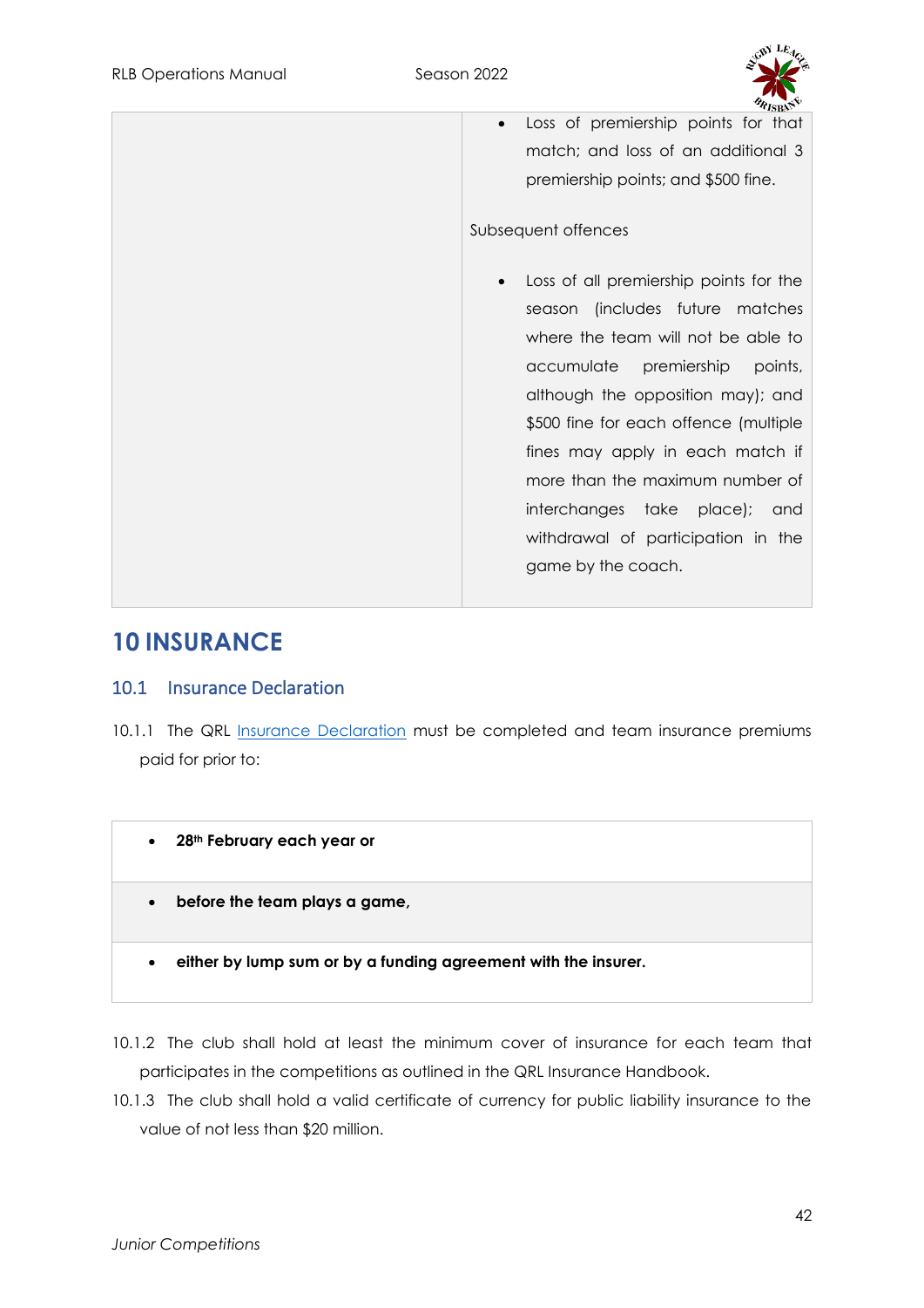| | • Loss of premiership points for that match; and loss of an additional 3 premiership points; and $500 fine.<br><br>Subsequent offences<br><br>• Loss of all premiership points for the season (includes future matches where the team will not be able to accumulate premiership points, although the opposition may); and $500 fine for each offence (multiple fines may apply in each match if more than the maximum number of interchanges take place); and withdrawal of participation in the game by the coach. |
|---|---|

# 10 INSURANCE

## 10.1 Insurance Declaration

10.1.1 The QRL Insurance Declaration must be completed and team insurance premiums paid for prior to:

| |
|---|
| • **28th February each year or** |
| • **before the team plays a game,** |
| • **either by lump sum or by a funding agreement with the insurer.** |

10.1.2 The club shall hold at least the minimum cover of insurance for each team that participates in the competitions as outlined in the QRL Insurance Handbook.

10.1.3 The club shall hold a valid certificate of currency for public liability insurance to the value of not less than $20 million.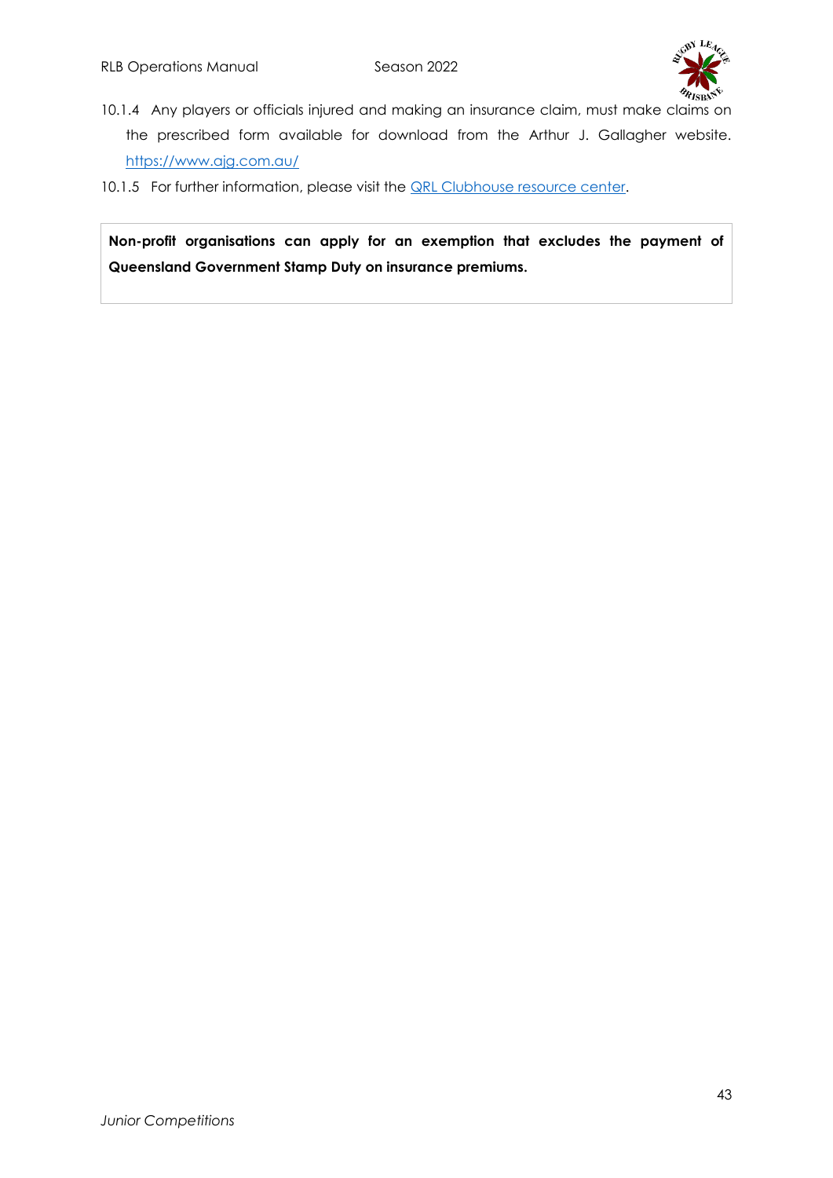10.1.4 Any players or officials injured and making an insurance claim, must make claims on the prescribed form available for download from the Arthur J. Gallagher website. [https://www.ajg.com.au/](https://www.ajg.com.au/)

10.1.5 For further information, please visit the QRL Clubhouse resource center.

**Non-profit organisations can apply for an exemption that excludes the payment of Queensland Government Stamp Duty on insurance premiums.**